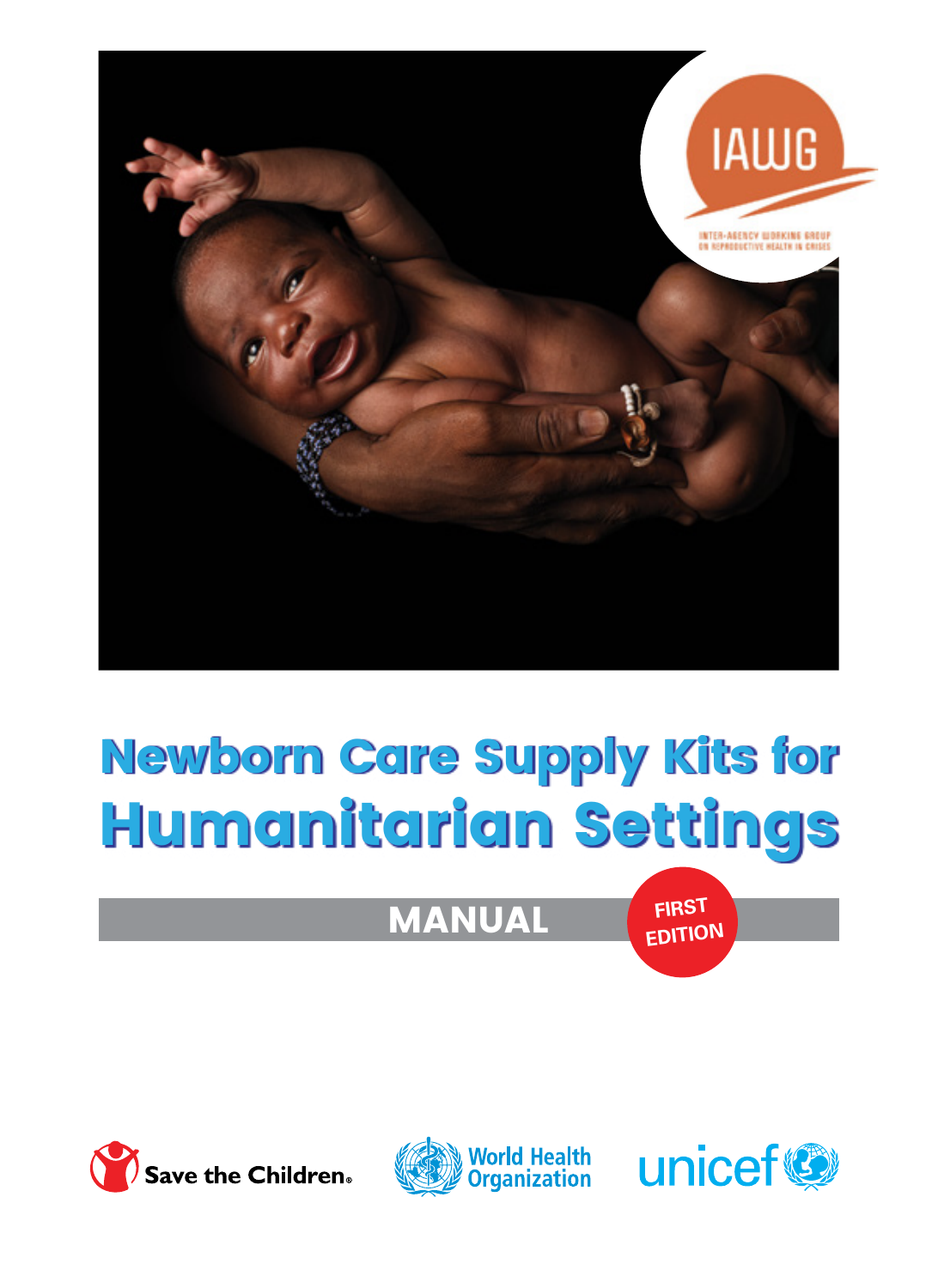IAWG

INTER-AGENCY WORKING GROUP ON REPRODUCTIVE HEALTH IN CRISES

# Newborn Care Supply Kits for Humanitarian Settings

## MANUAL

FIRST EDITION

Save the Children

World Health Organization

unicef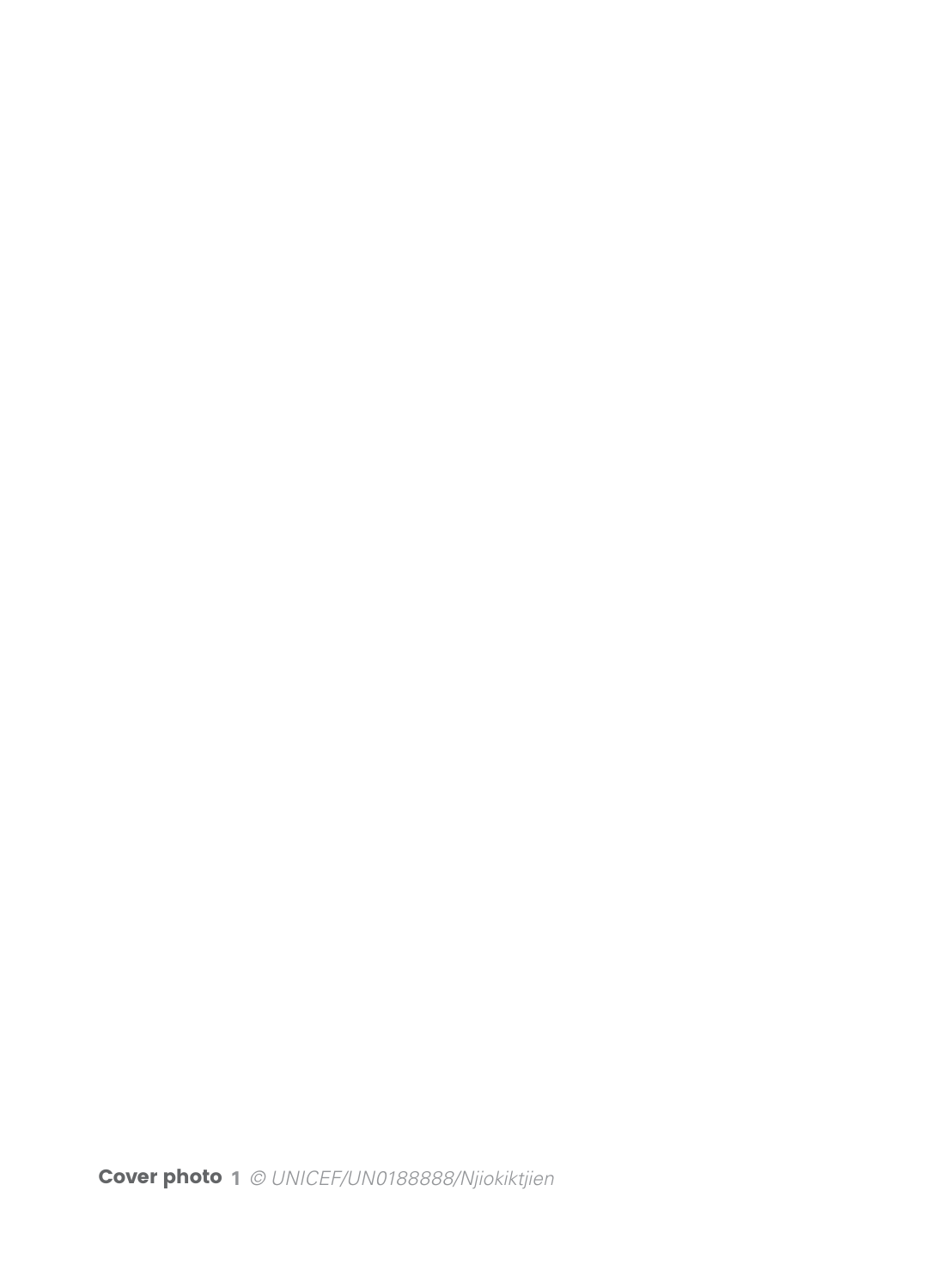**Cover photo 1** *© UNICEF/UN0188888/Njiokiktjien*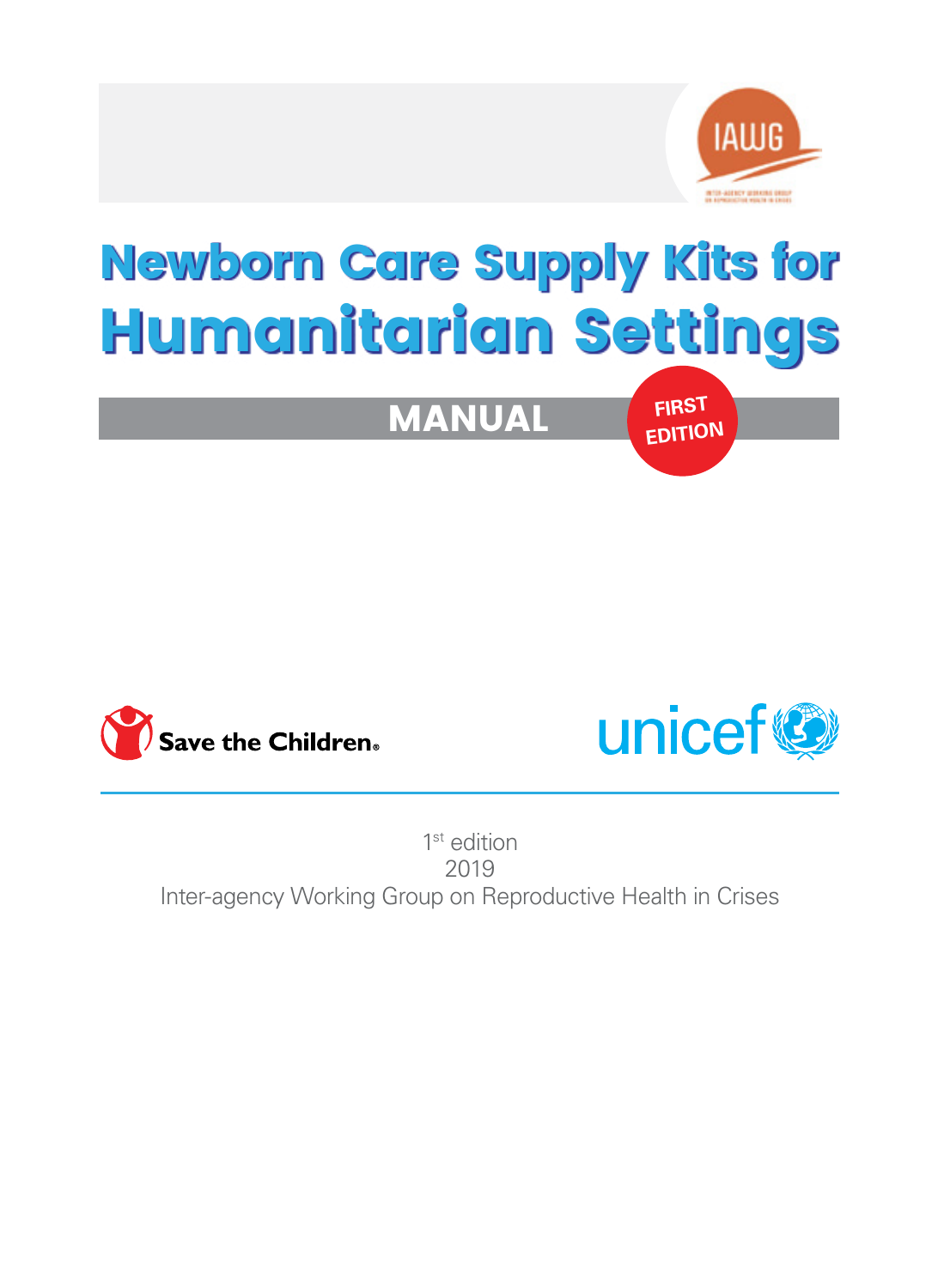IAWG

# Newborn Care Supply Kits for Humanitarian Settings

## MANUAL

FIRST EDITION

Save the Children

unicef

1st edition
2019
Inter-agency Working Group on Reproductive Health in Crises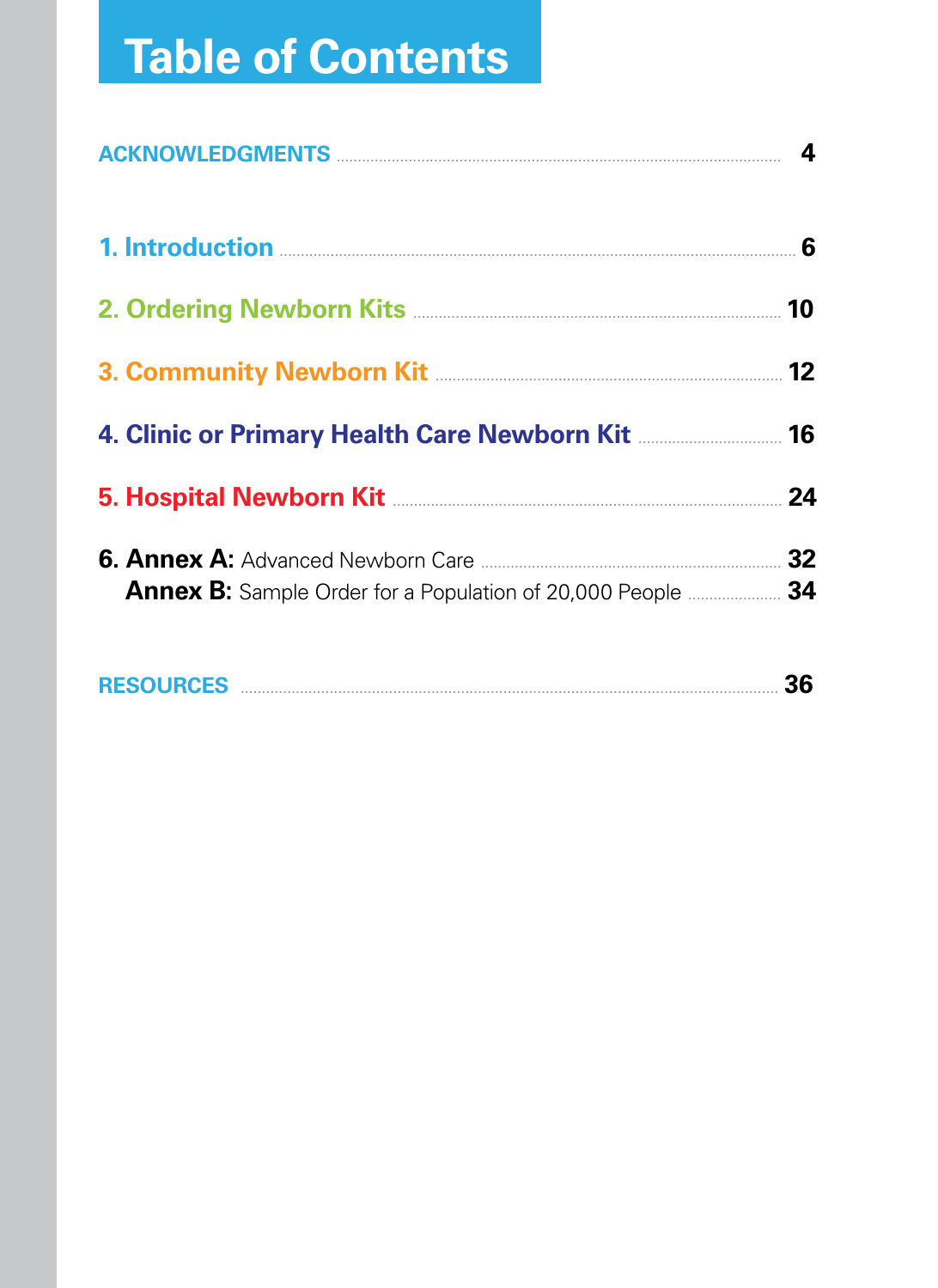# Table of Contents

ACKNOWLEDGMENTS .......... 4

1. Introduction .......... 6

2. Ordering Newborn Kits .......... 10

3. Community Newborn Kit .......... 12

4. Clinic or Primary Health Care Newborn Kit .......... 16

5. Hospital Newborn Kit .......... 24

6. **Annex A:** Advanced Newborn Care .......... 32
   **Annex B:** Sample Order for a Population of 20,000 People .......... 34

RESOURCES .......... 36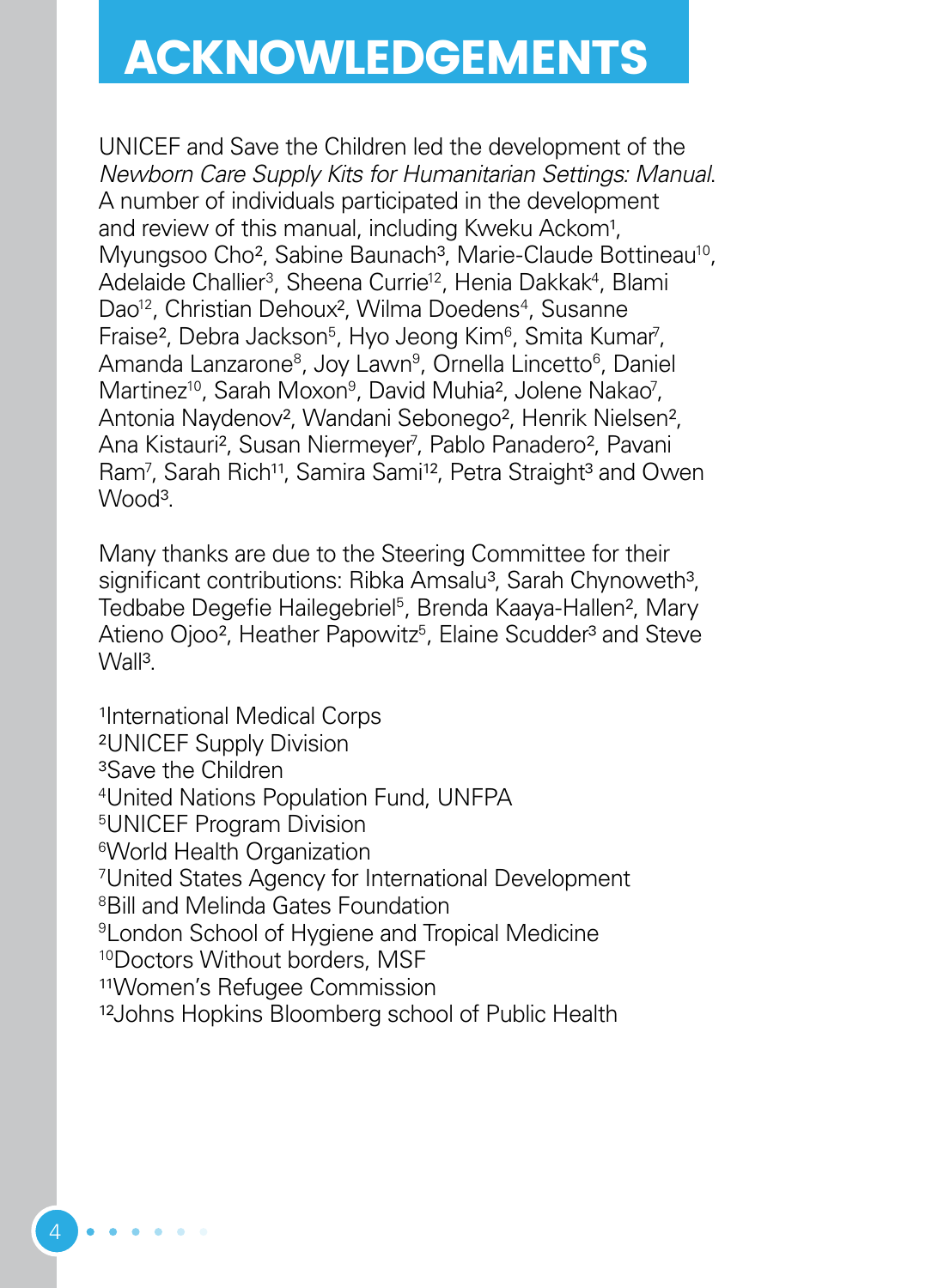# ACKNOWLEDGEMENTS

UNICEF and Save the Children led the development of the *Newborn Care Supply Kits for Humanitarian Settings: Manual*. A number of individuals participated in the development and review of this manual, including Kweku Ackom[1], Myungsoo Cho[2], Sabine Baunach[3], Marie-Claude Bottineau[10], Adelaide Challier[3], Sheena Currie[12], Henia Dakkak[4], Blami Dao[12], Christian Dehoux[2], Wilma Doedens[4], Susanne Fraise[2], Debra Jackson[5], Hyo Jeong Kim[6], Smita Kumar[7], Amanda Lanzarone[8], Joy Lawn[9], Ornella Lincetto[6], Daniel Martinez[10], Sarah Moxon[9], David Muhia[2], Jolene Nakao[7], Antonia Naydenov[2], Wandani Sebonego[2], Henrik Nielsen[2], Ana Kistauri[2], Susan Niermeyer[7], Pablo Panadero[2], Pavani Ram[7], Sarah Rich[11], Samira Sami[12], Petra Straight[3] and Owen Wood[3].

Many thanks are due to the Steering Committee for their significant contributions: Ribka Amsalu[3], Sarah Chynoweth[3], Tedbabe Degefie Hailegebriel[5], Brenda Kaaya-Hallen[2], Mary Atieno Ojoo[2], Heather Papowitz[5], Elaine Scudder[3] and Steve Wall[3].

[1]International Medical Corps
[2]UNICEF Supply Division
[3]Save the Children
[4]United Nations Population Fund, UNFPA
[5]UNICEF Program Division
[6]World Health Organization
[7]United States Agency for International Development
[8]Bill and Melinda Gates Foundation
[9]London School of Hygiene and Tropical Medicine
[10]Doctors Without borders, MSF
[11]Women's Refugee Commission
[12]Johns Hopkins Bloomberg school of Public Health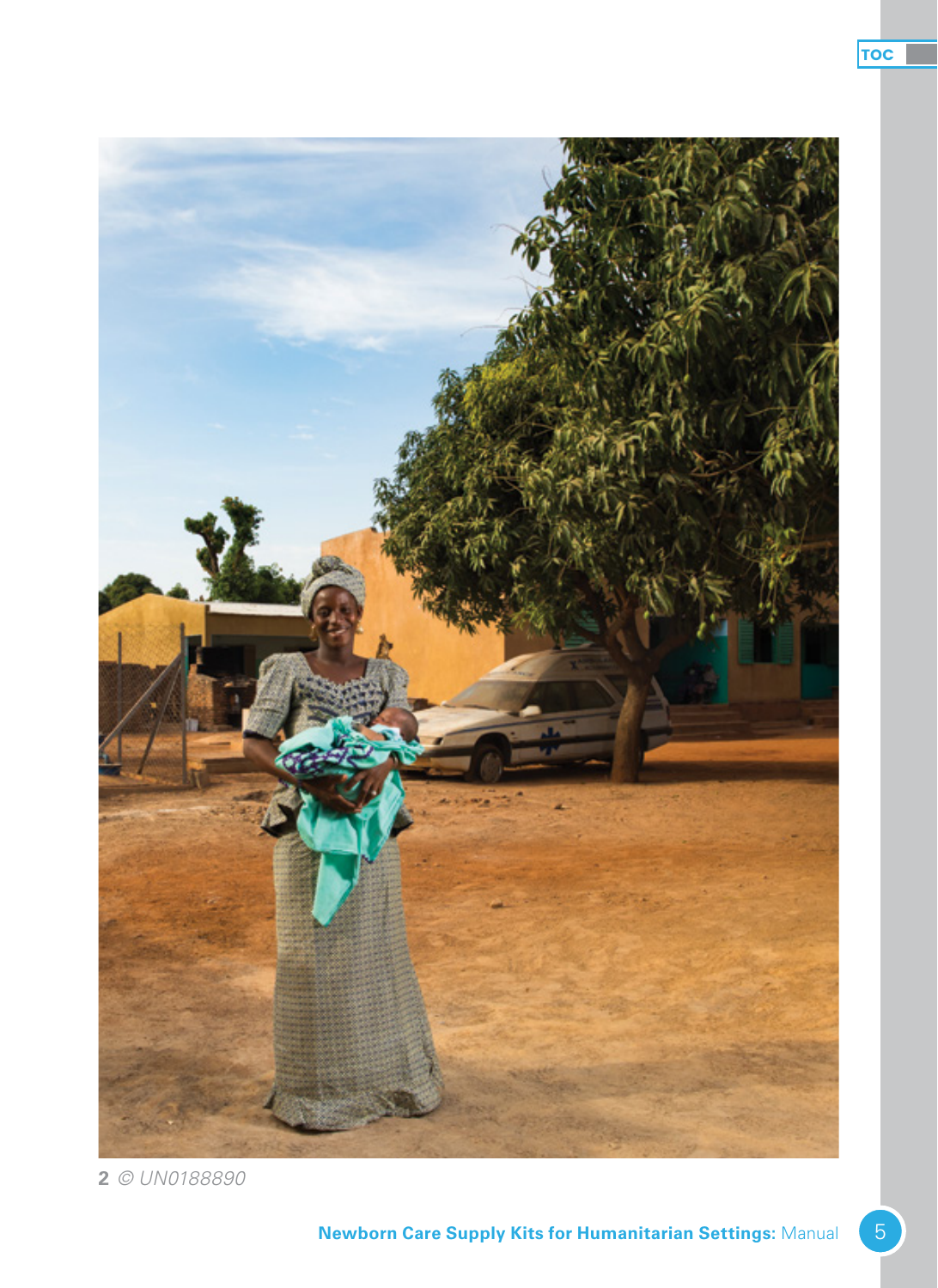**2** *© UN0188890*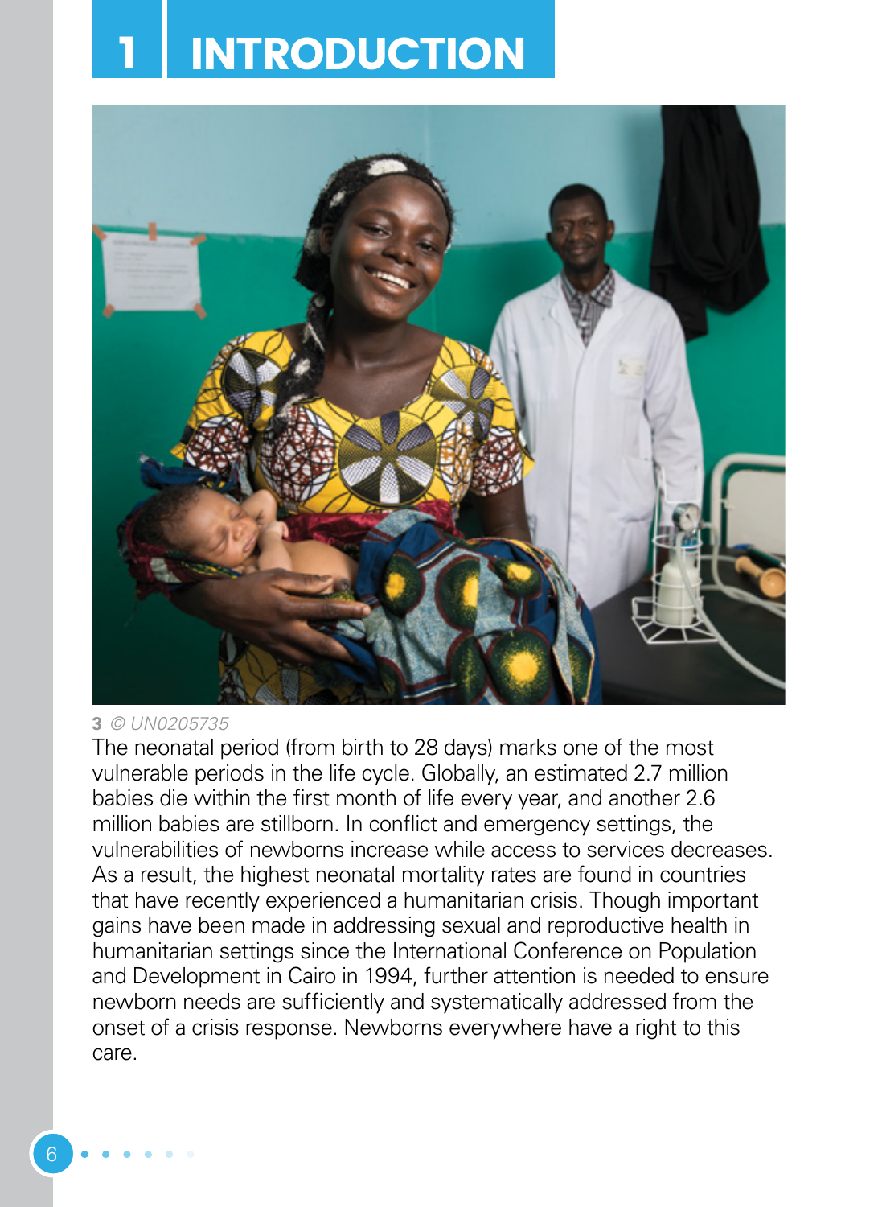# 1 INTRODUCTION

3 *© UN0205735*

The neonatal period (from birth to 28 days) marks one of the most vulnerable periods in the life cycle. Globally, an estimated 2.7 million babies die within the first month of life every year, and another 2.6 million babies are stillborn. In conflict and emergency settings, the vulnerabilities of newborns increase while access to services decreases. As a result, the highest neonatal mortality rates are found in countries that have recently experienced a humanitarian crisis. Though important gains have been made in addressing sexual and reproductive health in humanitarian settings since the International Conference on Population and Development in Cairo in 1994, further attention is needed to ensure newborn needs are sufficiently and systematically addressed from the onset of a crisis response. Newborns everywhere have a right to this care.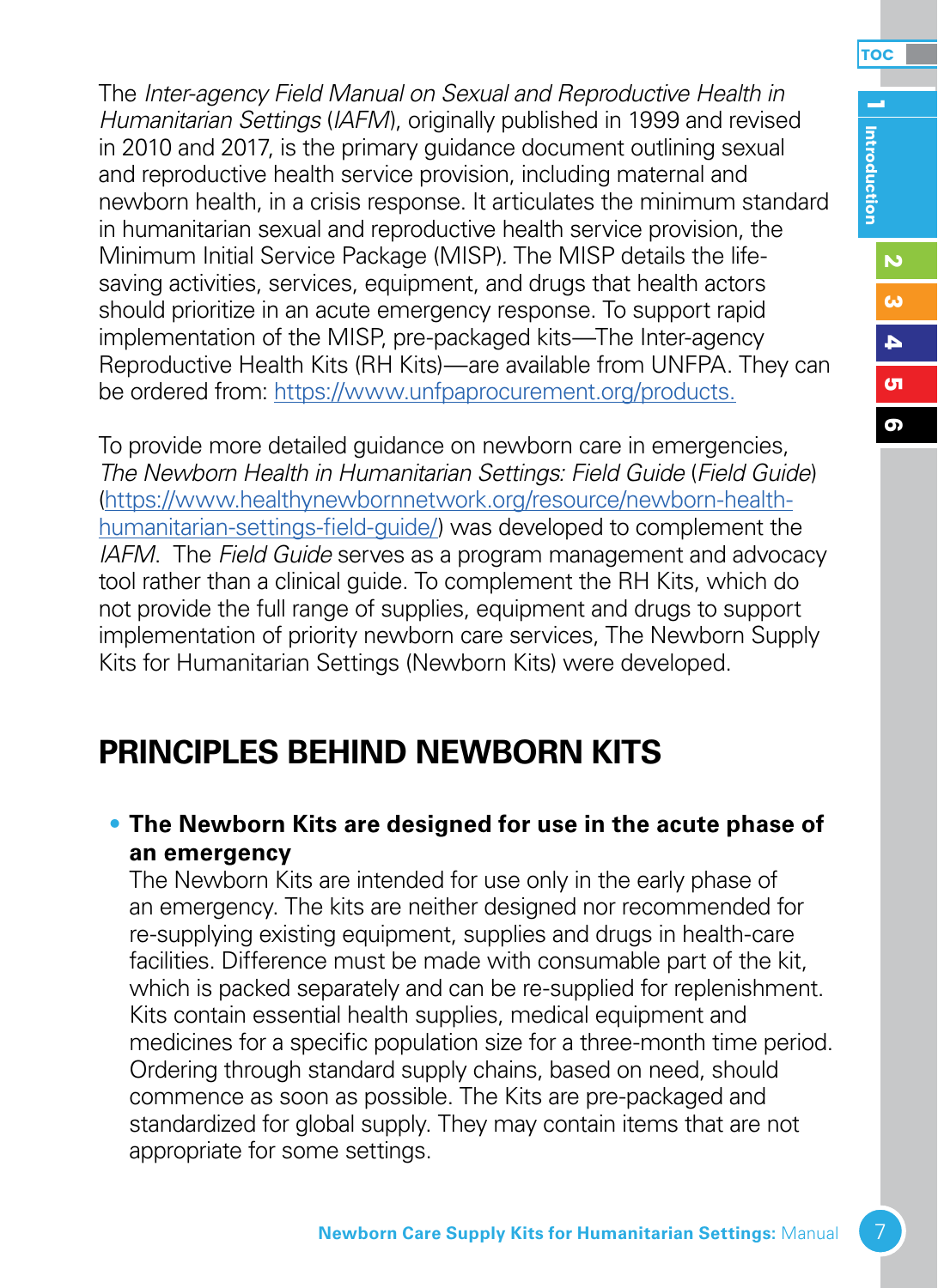The *Inter-agency Field Manual on Sexual and Reproductive Health in Humanitarian Settings* (*IAFM*), originally published in 1999 and revised in 2010 and 2017, is the primary guidance document outlining sexual and reproductive health service provision, including maternal and newborn health, in a crisis response. It articulates the minimum standard in humanitarian sexual and reproductive health service provision, the Minimum Initial Service Package (MISP). The MISP details the life-saving activities, services, equipment, and drugs that health actors should prioritize in an acute emergency response. To support rapid implementation of the MISP, pre-packaged kits—The Inter-agency Reproductive Health Kits (RH Kits)—are available from UNFPA. They can be ordered from: https://www.unfpaprocurement.org/products.

To provide more detailed guidance on newborn care in emergencies, *The Newborn Health in Humanitarian Settings: Field Guide* (*Field Guide*) (https://www.healthynewbornnetwork.org/resource/newborn-health-humanitarian-settings-field-guide/) was developed to complement the *IAFM*. The *Field Guide* serves as a program management and advocacy tool rather than a clinical guide. To complement the RH Kits, which do not provide the full range of supplies, equipment and drugs to support implementation of priority newborn care services, The Newborn Supply Kits for Humanitarian Settings (Newborn Kits) were developed.

## PRINCIPLES BEHIND NEWBORN KITS

- **The Newborn Kits are designed for use in the acute phase of an emergency**
  The Newborn Kits are intended for use only in the early phase of an emergency. The kits are neither designed nor recommended for re-supplying existing equipment, supplies and drugs in health-care facilities. Difference must be made with consumable part of the kit, which is packed separately and can be re-supplied for replenishment. Kits contain essential health supplies, medical equipment and medicines for a specific population size for a three-month time period. Ordering through standard supply chains, based on need, should commence as soon as possible. The Kits are pre-packaged and standardized for global supply. They may contain items that are not appropriate for some settings.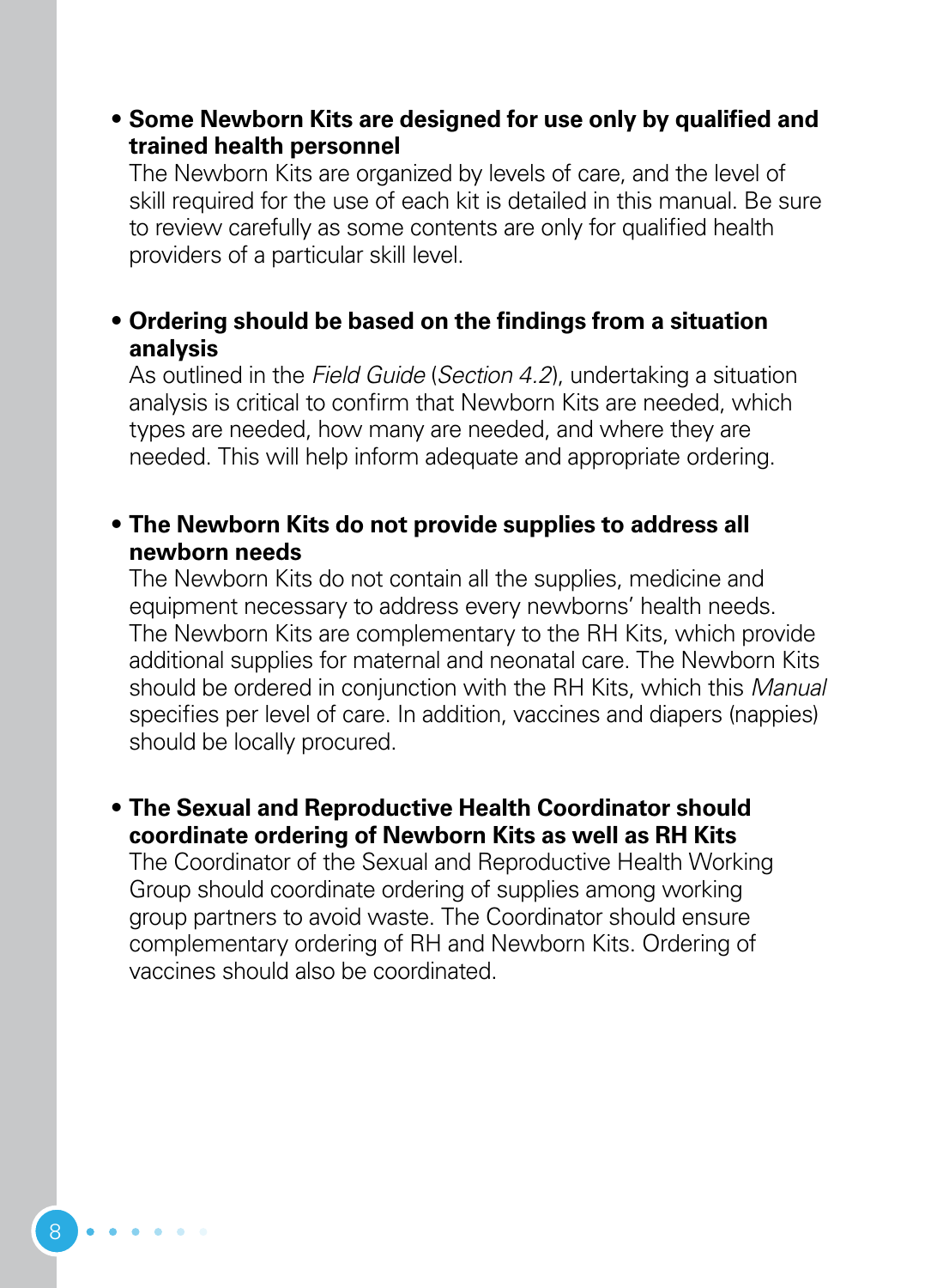- **Some Newborn Kits are designed for use only by qualified and trained health personnel**
  The Newborn Kits are organized by levels of care, and the level of skill required for the use of each kit is detailed in this manual. Be sure to review carefully as some contents are only for qualified health providers of a particular skill level.

- **Ordering should be based on the findings from a situation analysis**
  As outlined in the *Field Guide* (*Section 4.2*), undertaking a situation analysis is critical to confirm that Newborn Kits are needed, which types are needed, how many are needed, and where they are needed. This will help inform adequate and appropriate ordering.

- **The Newborn Kits do not provide supplies to address all newborn needs**
  The Newborn Kits do not contain all the supplies, medicine and equipment necessary to address every newborns' health needs. The Newborn Kits are complementary to the RH Kits, which provide additional supplies for maternal and neonatal care. The Newborn Kits should be ordered in conjunction with the RH Kits, which this *Manual* specifies per level of care. In addition, vaccines and diapers (nappies) should be locally procured.

- **The Sexual and Reproductive Health Coordinator should coordinate ordering of Newborn Kits as well as RH Kits**
  The Coordinator of the Sexual and Reproductive Health Working Group should coordinate ordering of supplies among working group partners to avoid waste. The Coordinator should ensure complementary ordering of RH and Newborn Kits. Ordering of vaccines should also be coordinated.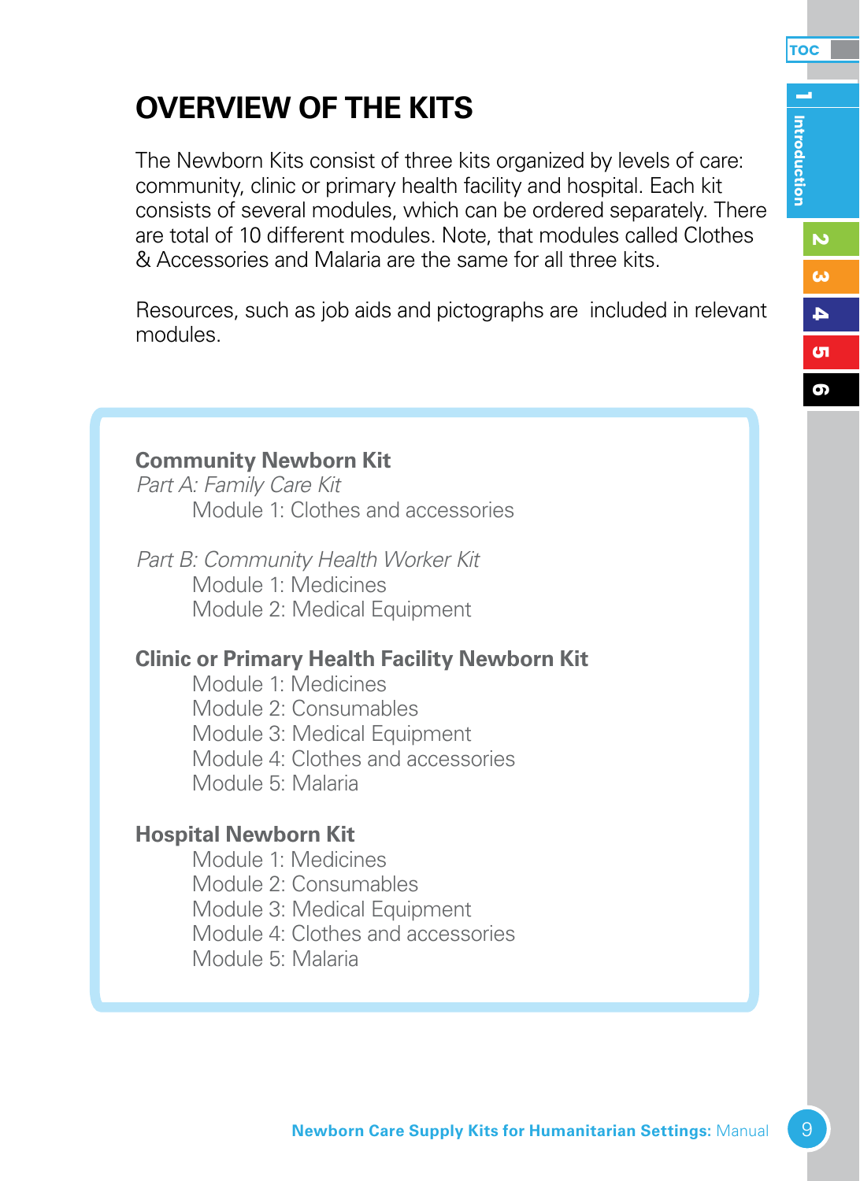# OVERVIEW OF THE KITS

The Newborn Kits consist of three kits organized by levels of care: community, clinic or primary health facility and hospital. Each kit consists of several modules, which can be ordered separately. There are total of 10 different modules. Note, that modules called Clothes & Accessories and Malaria are the same for all three kits.

Resources, such as job aids and pictographs are included in relevant modules.

**Community Newborn Kit**

*Part A: Family Care Kit*

- Module 1: Clothes and accessories

*Part B: Community Health Worker Kit*

- Module 1: Medicines
- Module 2: Medical Equipment

**Clinic or Primary Health Facility Newborn Kit**

- Module 1: Medicines
- Module 2: Consumables
- Module 3: Medical Equipment
- Module 4: Clothes and accessories
- Module 5: Malaria

**Hospital Newborn Kit**

- Module 1: Medicines
- Module 2: Consumables
- Module 3: Medical Equipment
- Module 4: Clothes and accessories
- Module 5: Malaria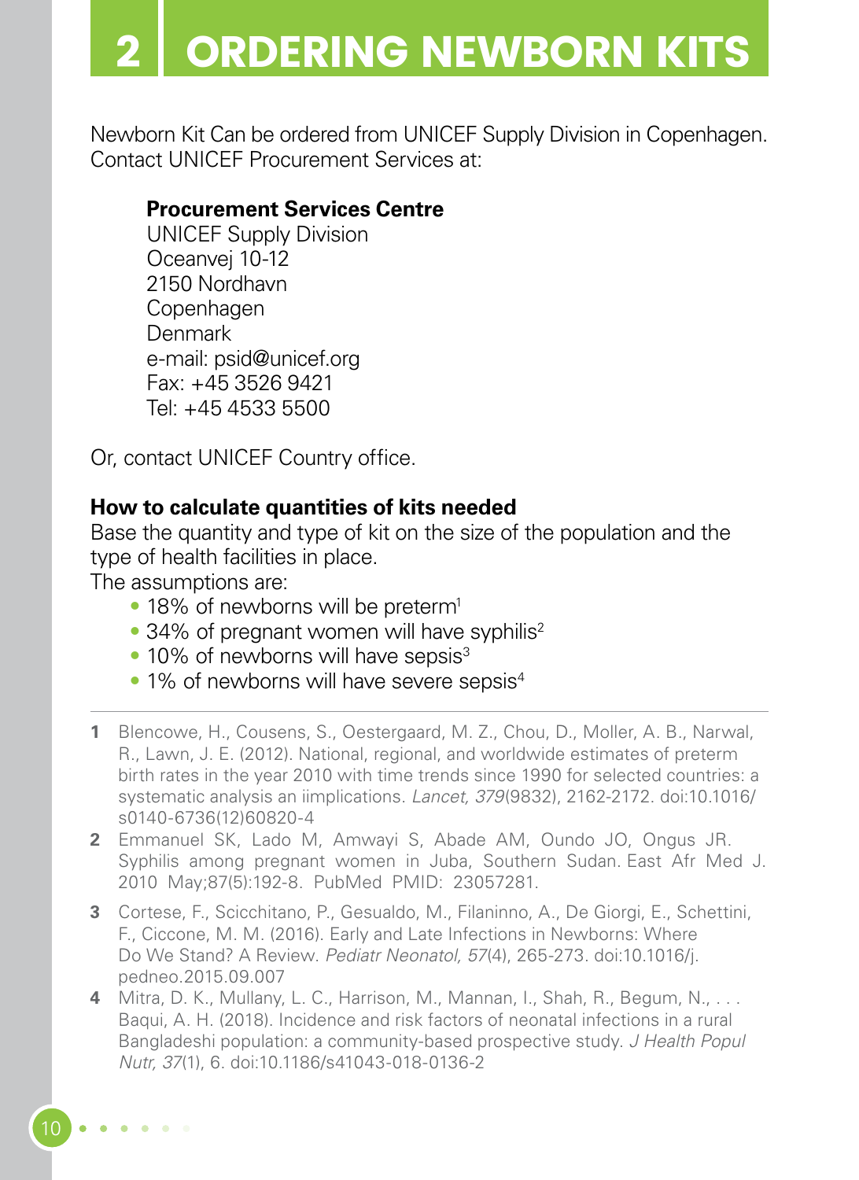# 2 ORDERING NEWBORN KITS

Newborn Kit Can be ordered from UNICEF Supply Division in Copenhagen. Contact UNICEF Procurement Services at:

**Procurement Services Centre**
UNICEF Supply Division
Oceanvej 10-12
2150 Nordhavn
Copenhagen
Denmark
e-mail: psid@unicef.org
Fax: +45 3526 9421
Tel: +45 4533 5500

Or, contact UNICEF Country office.

**How to calculate quantities of kits needed**
Base the quantity and type of kit on the size of the population and the type of health facilities in place.
The assumptions are:

- 18% of newborns will be preterm[1]
- 34% of pregnant women will have syphilis[2]
- 10% of newborns will have sepsis[3]
- 1% of newborns will have severe sepsis[4]

---

**1** Blencowe, H., Cousens, S., Oestergaard, M. Z., Chou, D., Moller, A. B., Narwal, R., Lawn, J. E. (2012). National, regional, and worldwide estimates of preterm birth rates in the year 2010 with time trends since 1990 for selected countries: a systematic analysis an iimplications. *Lancet, 379*(9832), 2162-2172. doi:10.1016/s0140-6736(12)60820-4

**2** Emmanuel SK, Lado M, Amwayi S, Abade AM, Oundo JO, Ongus JR. Syphilis among pregnant women in Juba, Southern Sudan. East Afr Med J. 2010 May;87(5):192-8. PubMed PMID: 23057281.

**3** Cortese, F., Scicchitano, P., Gesualdo, M., Filaninno, A., De Giorgi, E., Schettini, F., Ciccone, M. M. (2016). Early and Late Infections in Newborns: Where Do We Stand? A Review. *Pediatr Neonatol, 57*(4), 265-273. doi:10.1016/j.pedneo.2015.09.007

**4** Mitra, D. K., Mullany, L. C., Harrison, M., Mannan, I., Shah, R., Begum, N., . . . Baqui, A. H. (2018). Incidence and risk factors of neonatal infections in a rural Bangladeshi population: a community-based prospective study. *J Health Popul Nutr, 37*(1), 6. doi:10.1186/s41043-018-0136-2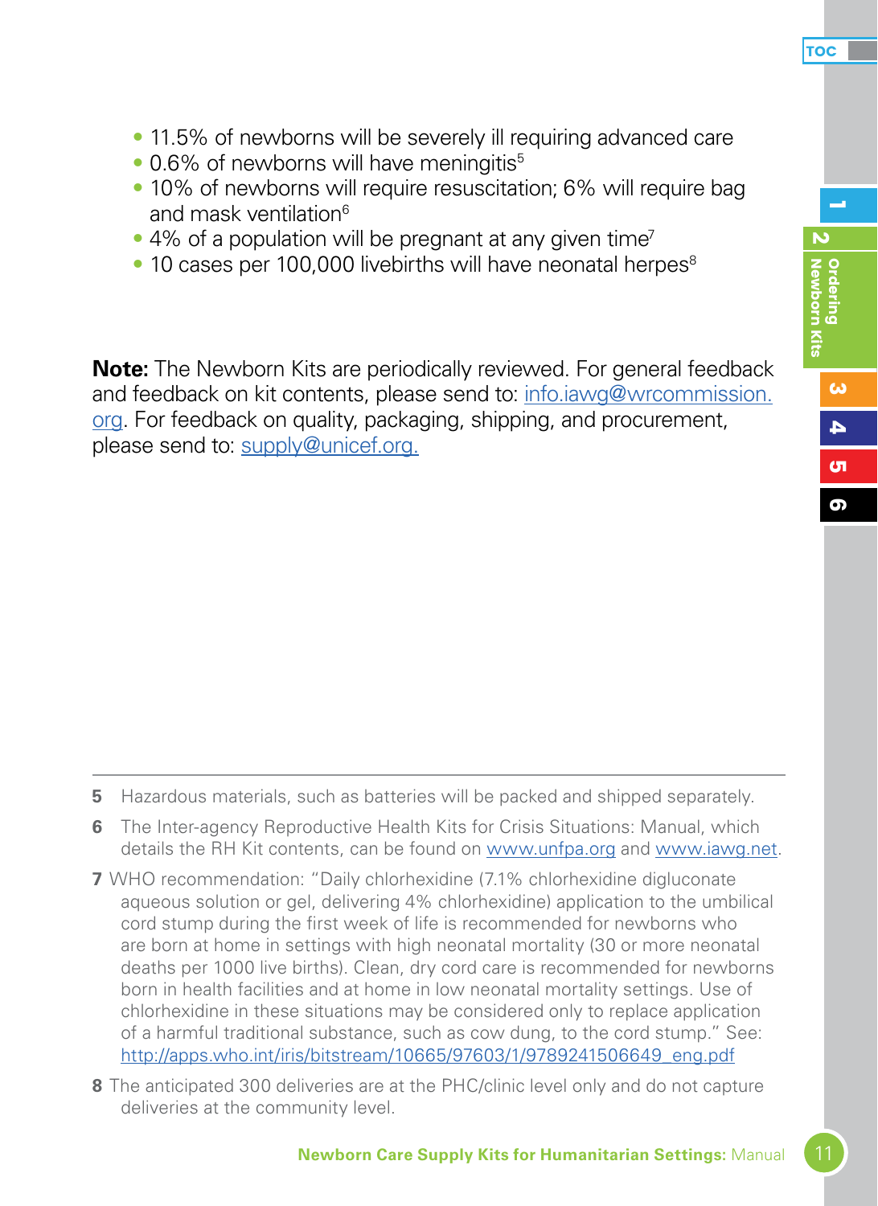- 11.5% of newborns will be severely ill requiring advanced care
- 0.6% of newborns will have meningitis[5]
- 10% of newborns will require resuscitation; 6% will require bag and mask ventilation[6]
- 4% of a population will be pregnant at any given time[7]
- 10 cases per 100,000 livebirths will have neonatal herpes[8]

**Note:** The Newborn Kits are periodically reviewed. For general feedback and feedback on kit contents, please send to: info.iawg@wrcommission.org. For feedback on quality, packaging, shipping, and procurement, please send to: supply@unicef.org.

---

**5** Hazardous materials, such as batteries will be packed and shipped separately.

**6** The Inter-agency Reproductive Health Kits for Crisis Situations: Manual, which details the RH Kit contents, can be found on www.unfpa.org and www.iawg.net.

**7** WHO recommendation: "Daily chlorhexidine (7.1% chlorhexidine digluconate aqueous solution or gel, delivering 4% chlorhexidine) application to the umbilical cord stump during the first week of life is recommended for newborns who are born at home in settings with high neonatal mortality (30 or more neonatal deaths per 1000 live births). Clean, dry cord care is recommended for newborns born in health facilities and at home in low neonatal mortality settings. Use of chlorhexidine in these situations may be considered only to replace application of a harmful traditional substance, such as cow dung, to the cord stump." See: http://apps.who.int/iris/bitstream/10665/97603/1/9789241506649_eng.pdf

**8** The anticipated 300 deliveries are at the PHC/clinic level only and do not capture deliveries at the community level.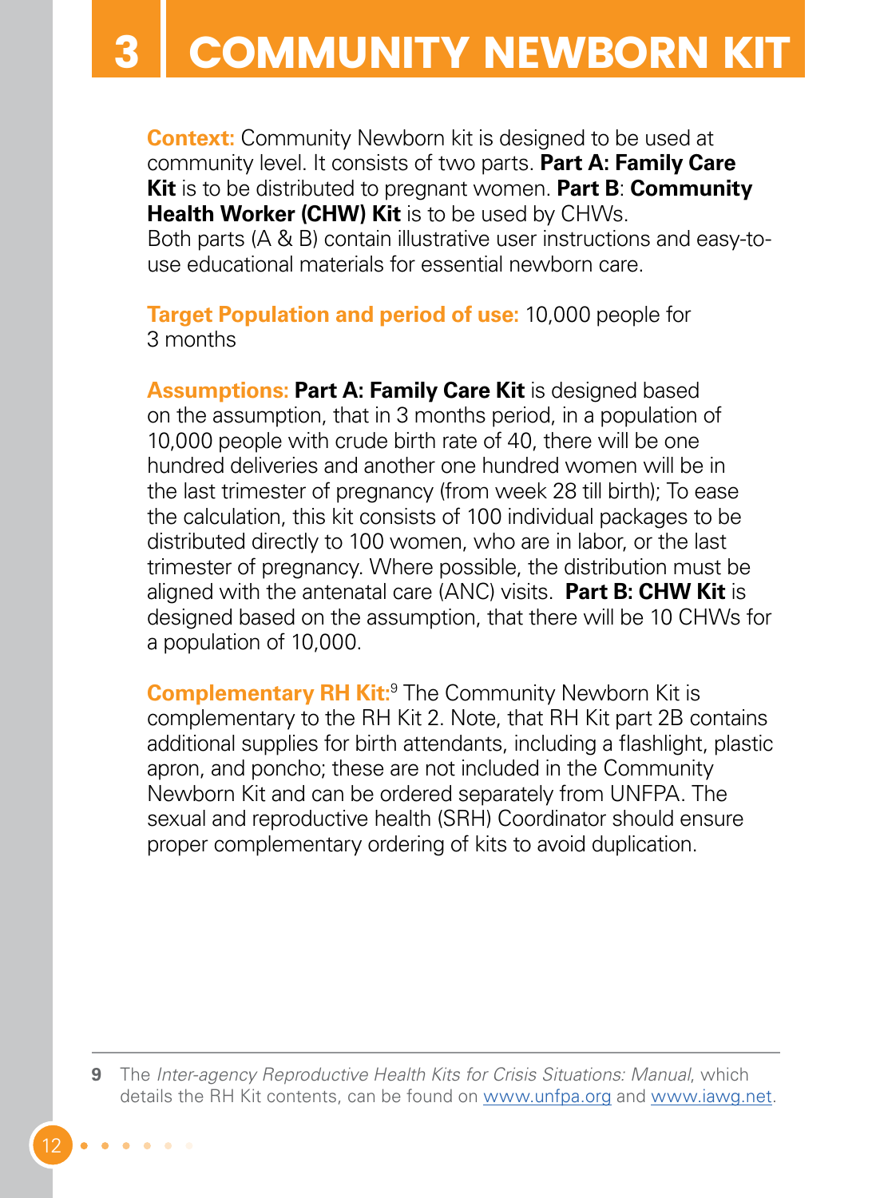# 3 COMMUNITY NEWBORN KIT

**Context:** Community Newborn kit is designed to be used at community level. It consists of two parts. **Part A: Family Care Kit** is to be distributed to pregnant women. **Part B**: **Community Health Worker (CHW) Kit** is to be used by CHWs.
Both parts (A & B) contain illustrative user instructions and easy-to-use educational materials for essential newborn care.

**Target Population and period of use:** 10,000 people for 3 months

**Assumptions:** **Part A: Family Care Kit** is designed based on the assumption, that in 3 months period, in a population of 10,000 people with crude birth rate of 40, there will be one hundred deliveries and another one hundred women will be in the last trimester of pregnancy (from week 28 till birth); To ease the calculation, this kit consists of 100 individual packages to be distributed directly to 100 women, who are in labor, or the last trimester of pregnancy. Where possible, the distribution must be aligned with the antenatal care (ANC) visits. **Part B: CHW Kit** is designed based on the assumption, that there will be 10 CHWs for a population of 10,000.

**Complementary RH Kit:**[9] The Community Newborn Kit is complementary to the RH Kit 2. Note, that RH Kit part 2B contains additional supplies for birth attendants, including a flashlight, plastic apron, and poncho; these are not included in the Community Newborn Kit and can be ordered separately from UNFPA. The sexual and reproductive health (SRH) Coordinator should ensure proper complementary ordering of kits to avoid duplication.

---

**9** The *Inter-agency Reproductive Health Kits for Crisis Situations: Manual*, which details the RH Kit contents, can be found on www.unfpa.org and www.iawg.net.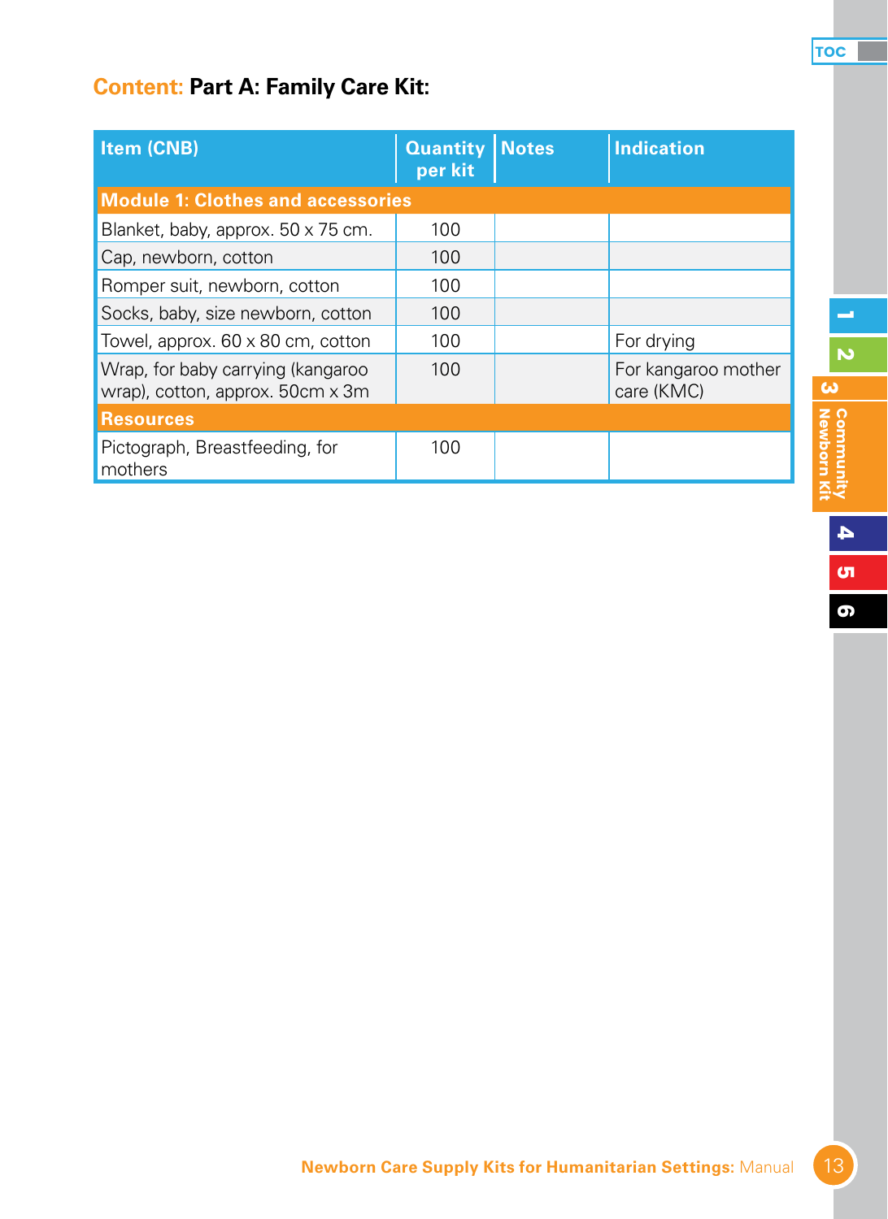## Content: Part A: Family Care Kit:

| Item (CNB) | Quantity per kit | Notes | Indication |
|---|---|---|---|
| **Module 1: Clothes and accessories** | | | |
| Blanket, baby, approx. 50 x 75 cm. | 100 | | |
| Cap, newborn, cotton | 100 | | |
| Romper suit, newborn, cotton | 100 | | |
| Socks, baby, size newborn, cotton | 100 | | |
| Towel, approx. 60 x 80 cm, cotton | 100 | | For drying |
| Wrap, for baby carrying (kangaroo wrap), cotton, approx. 50cm x 3m | 100 | | For kangaroo mother care (KMC) |
| **Resources** | | | |
| Pictograph, Breastfeeding, for mothers | 100 | | |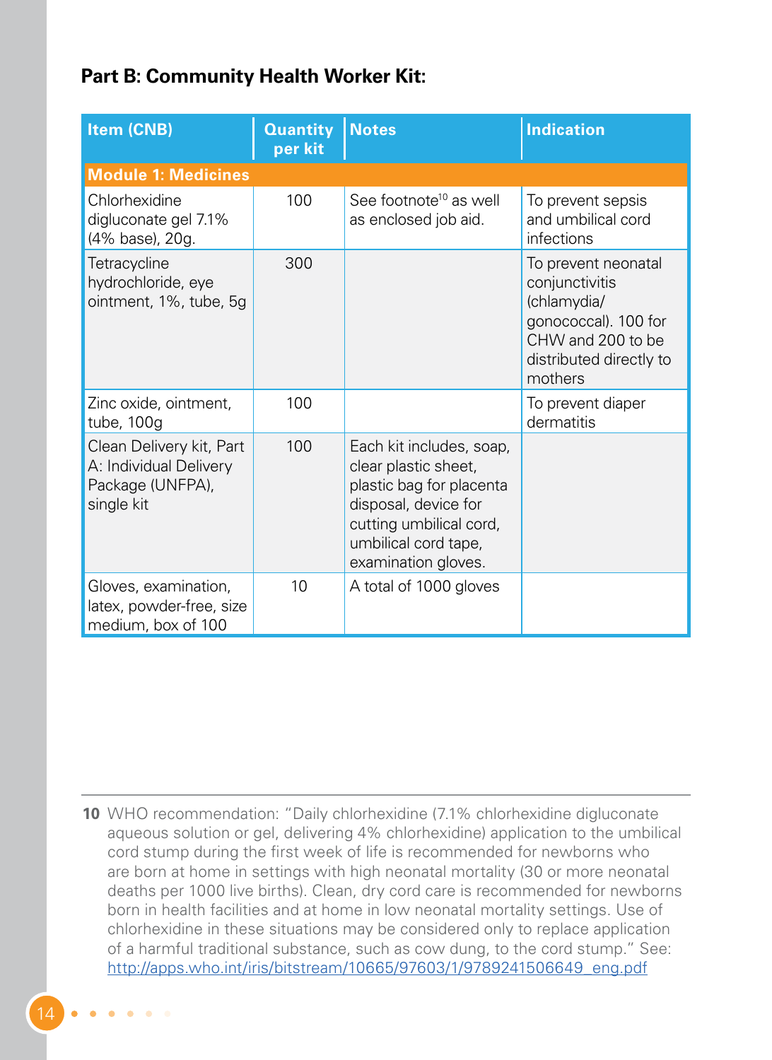## Part B: Community Health Worker Kit:

| Item (CNB) | Quantity per kit | Notes | Indication |
|---|---|---|---|
| **Module 1: Medicines** | | | |
| Chlorhexidine digluconate gel 7.1% (4% base), 20g. | 100 | See footnote[10] as well as enclosed job aid. | To prevent sepsis and umbilical cord infections |
| Tetracycline hydrochloride, eye ointment, 1%, tube, 5g | 300 | | To prevent neonatal conjunctivitis (chlamydia/ gonococcal). 100 for CHW and 200 to be distributed directly to mothers |
| Zinc oxide, ointment, tube, 100g | 100 | | To prevent diaper dermatitis |
| Clean Delivery kit, Part A: Individual Delivery Package (UNFPA), single kit | 100 | Each kit includes, soap, clear plastic sheet, plastic bag for placenta disposal, device for cutting umbilical cord, umbilical cord tape, examination gloves. | |
| Gloves, examination, latex, powder-free, size medium, box of 100 | 10 | A total of 1000 gloves | |

**10** WHO recommendation: "Daily chlorhexidine (7.1% chlorhexidine digluconate aqueous solution or gel, delivering 4% chlorhexidine) application to the umbilical cord stump during the first week of life is recommended for newborns who are born at home in settings with high neonatal mortality (30 or more neonatal deaths per 1000 live births). Clean, dry cord care is recommended for newborns born in health facilities and at home in low neonatal mortality settings. Use of chlorhexidine in these situations may be considered only to replace application of a harmful traditional substance, such as cow dung, to the cord stump." See: http://apps.who.int/iris/bitstream/10665/97603/1/9789241506649_eng.pdf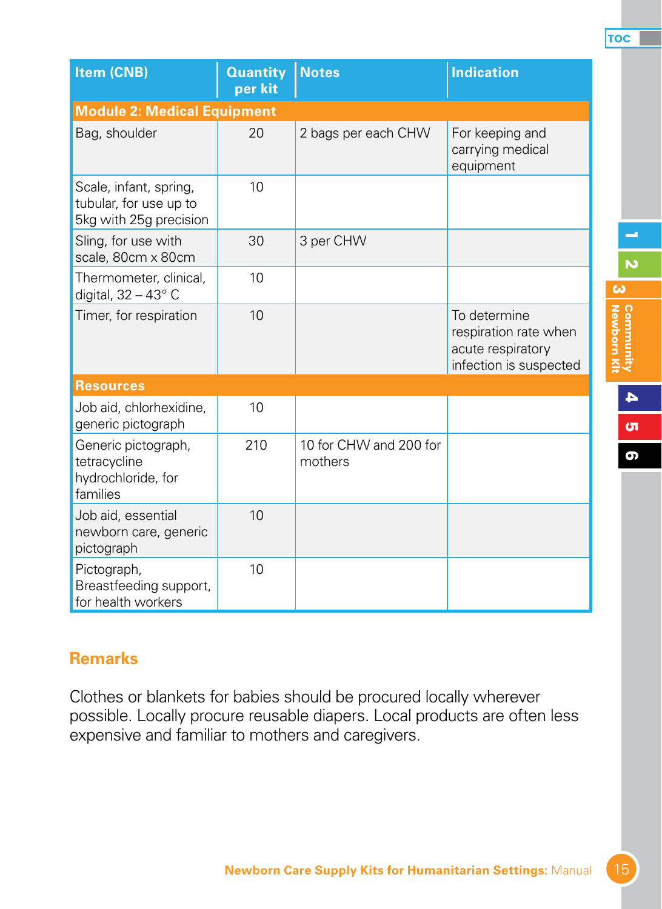| Item (CNB) | Quantity per kit | Notes | Indication |
|---|---|---|---|
| **Module 2: Medical Equipment** | | | |
| Bag, shoulder | 20 | 2 bags per each CHW | For keeping and carrying medical equipment |
| Scale, infant, spring, tubular, for use up to 5kg with 25g precision | 10 | | |
| Sling, for use with scale, 80cm x 80cm | 30 | 3 per CHW | |
| Thermometer, clinical, digital, 32 – 43° C | 10 | | |
| Timer, for respiration | 10 | | To determine respiration rate when acute respiratory infection is suspected |
| **Resources** | | | |
| Job aid, chlorhexidine, generic pictograph | 10 | | |
| Generic pictograph, tetracycline hydrochloride, for families | 210 | 10 for CHW and 200 for mothers | |
| Job aid, essential newborn care, generic pictograph | 10 | | |
| Pictograph, Breastfeeding support, for health workers | 10 | | |

## Remarks

Clothes or blankets for babies should be procured locally wherever possible. Locally procure reusable diapers. Local products are often less expensive and familiar to mothers and caregivers.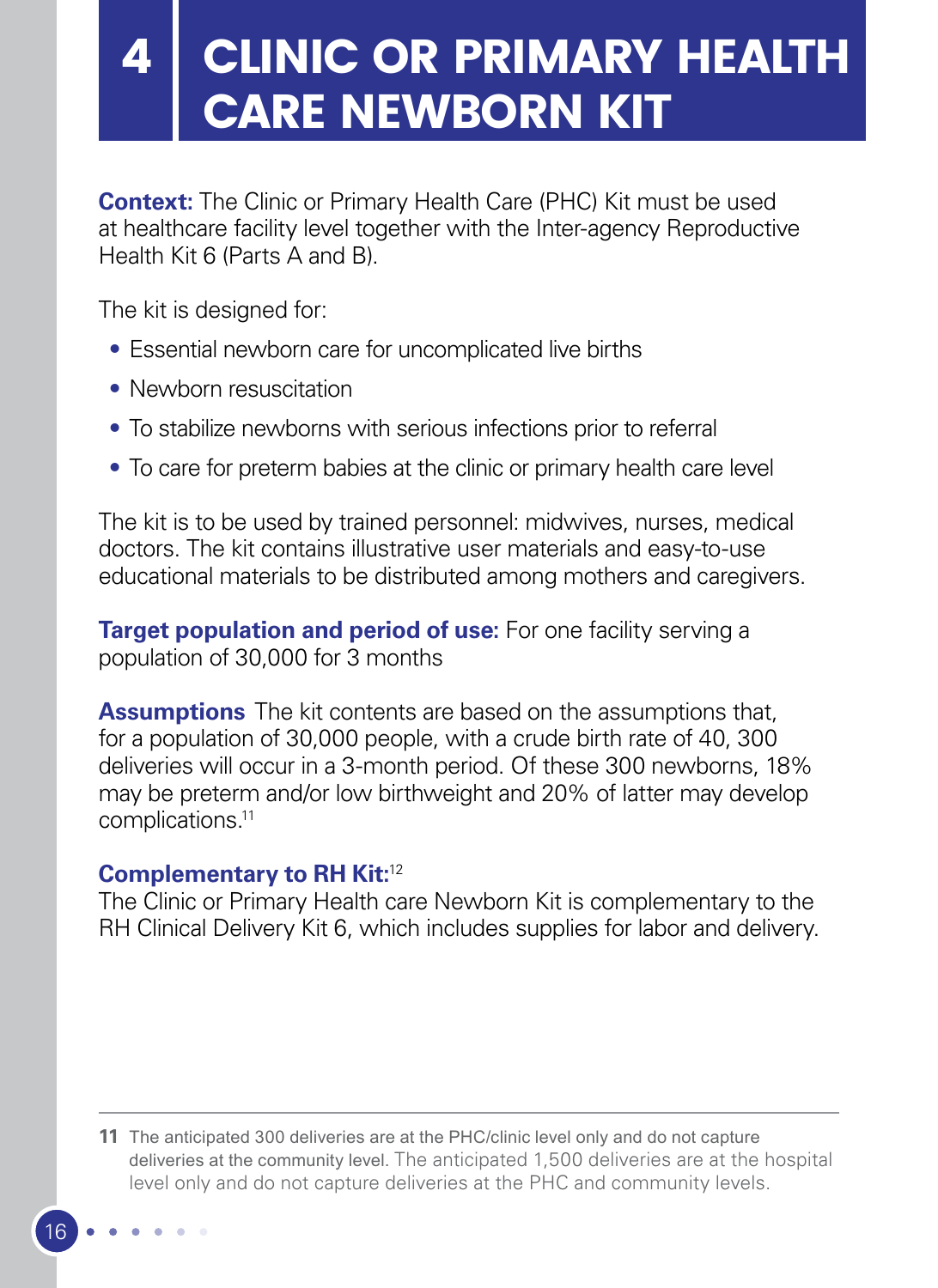# 4 CLINIC OR PRIMARY HEALTH CARE NEWBORN KIT

**Context:** The Clinic or Primary Health Care (PHC) Kit must be used at healthcare facility level together with the Inter-agency Reproductive Health Kit 6 (Parts A and B).

The kit is designed for:

- Essential newborn care for uncomplicated live births
- Newborn resuscitation
- To stabilize newborns with serious infections prior to referral
- To care for preterm babies at the clinic or primary health care level

The kit is to be used by trained personnel: midwives, nurses, medical doctors. The kit contains illustrative user materials and easy-to-use educational materials to be distributed among mothers and caregivers.

**Target population and period of use:** For one facility serving a population of 30,000 for 3 months

**Assumptions** The kit contents are based on the assumptions that, for a population of 30,000 people, with a crude birth rate of 40, 300 deliveries will occur in a 3-month period. Of these 300 newborns, 18% may be preterm and/or low birthweight and 20% of latter may develop complications.[11]

**Complementary to RH Kit:**[12]
The Clinic or Primary Health care Newborn Kit is complementary to the RH Clinical Delivery Kit 6, which includes supplies for labor and delivery.

---

**11** The anticipated 300 deliveries are at the PHC/clinic level only and do not capture deliveries at the community level. The anticipated 1,500 deliveries are at the hospital level only and do not capture deliveries at the PHC and community levels.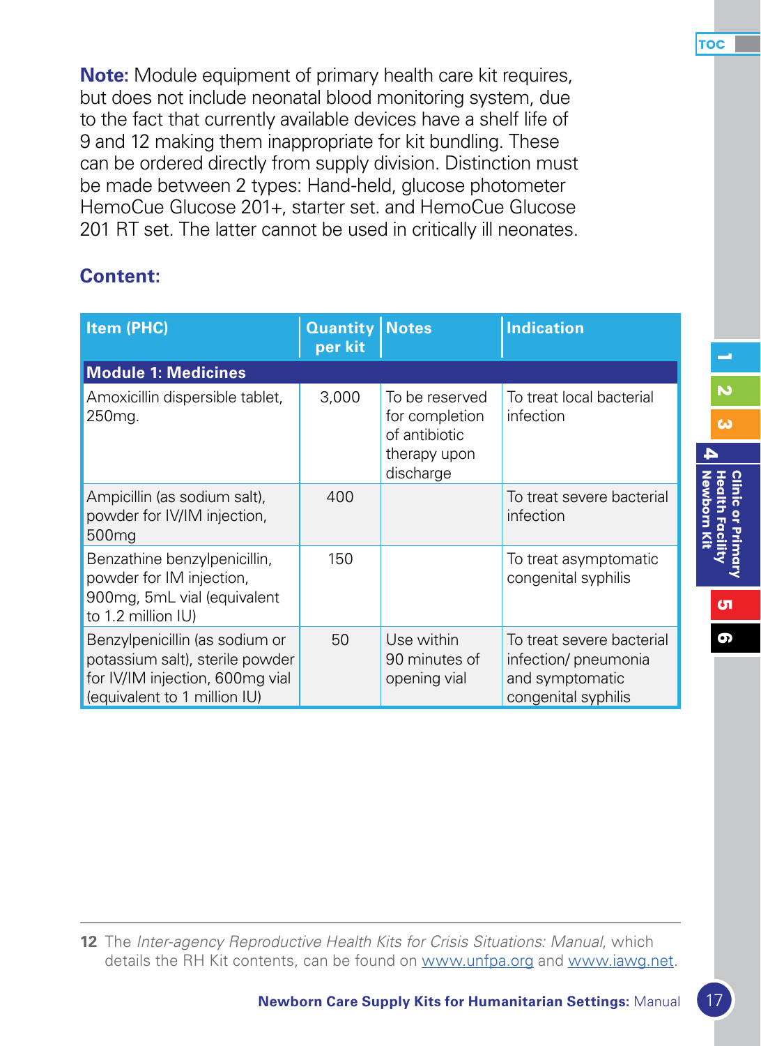**Note:** Module equipment of primary health care kit requires, but does not include neonatal blood monitoring system, due to the fact that currently available devices have a shelf life of 9 and 12 making them inappropriate for kit bundling. These can be ordered directly from supply division. Distinction must be made between 2 types: Hand-held, glucose photometer HemoCue Glucose 201+, starter set. and HemoCue Glucose 201 RT set. The latter cannot be used in critically ill neonates.

## Content:

| Item (PHC) | Quantity per kit | Notes | Indication |
|---|---|---|---|
| **Module 1: Medicines** | | | |
| Amoxicillin dispersible tablet, 250mg. | 3,000 | To be reserved for completion of antibiotic therapy upon discharge | To treat local bacterial infection |
| Ampicillin (as sodium salt), powder for IV/IM injection, 500mg | 400 | | To treat severe bacterial infection |
| Benzathine benzylpenicillin, powder for IM injection, 900mg, 5mL vial (equivalent to 1.2 million IU) | 150 | | To treat asymptomatic congenital syphilis |
| Benzylpenicillin (as sodium or potassium salt), sterile powder for IV/IM injection, 600mg vial (equivalent to 1 million IU) | 50 | Use within 90 minutes of opening vial | To treat severe bacterial infection/ pneumonia and symptomatic congenital syphilis |

12 The *Inter-agency Reproductive Health Kits for Crisis Situations: Manual*, which details the RH Kit contents, can be found on www.unfpa.org and www.iawg.net.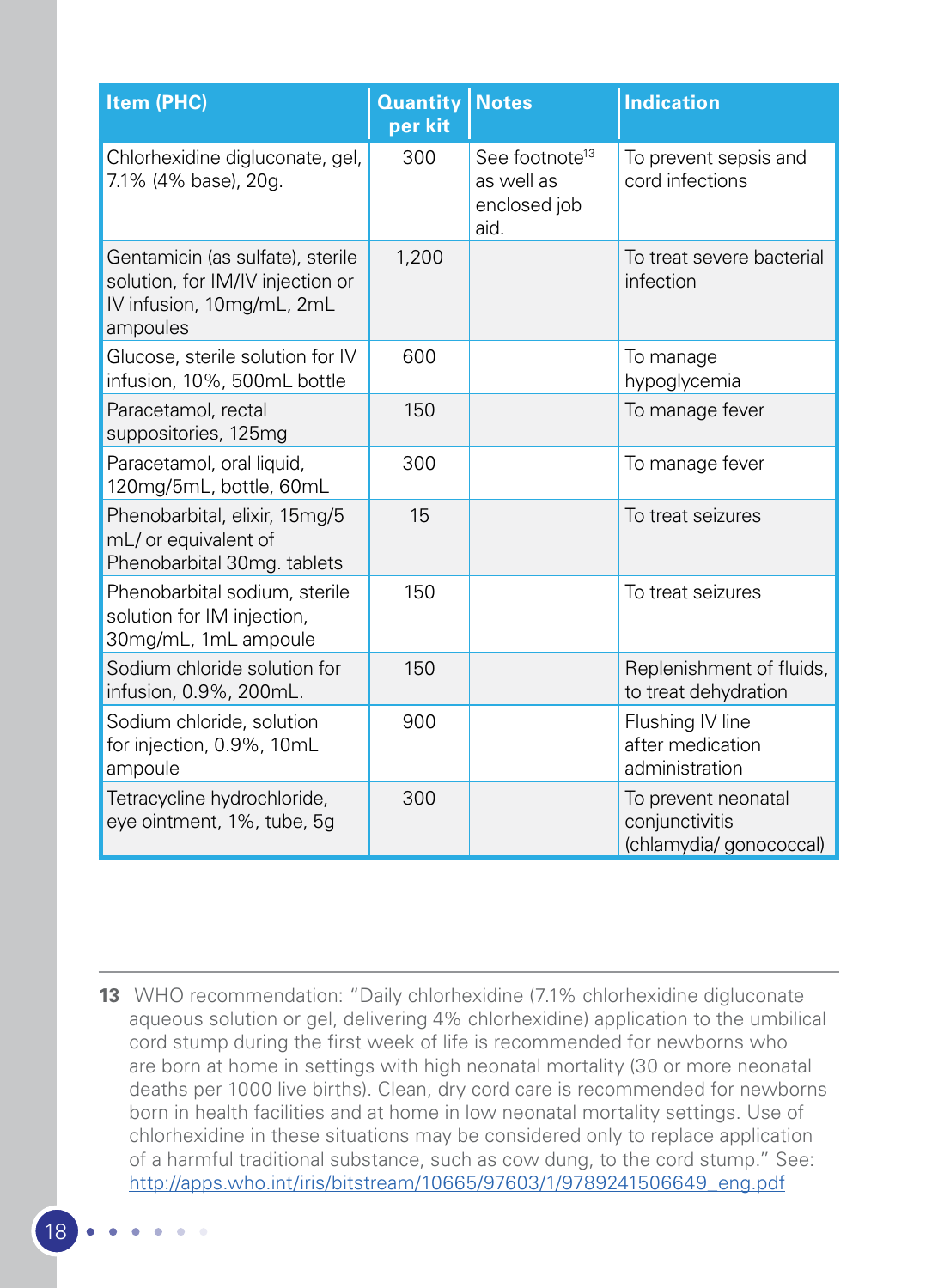| Item (PHC) | Quantity per kit | Notes | Indication |
|---|---|---|---|
| Chlorhexidine digluconate, gel, 7.1% (4% base), 20g. | 300 | See footnote[13] as well as enclosed job aid. | To prevent sepsis and cord infections |
| Gentamicin (as sulfate), sterile solution, for IM/IV injection or IV infusion, 10mg/mL, 2mL ampoules | 1,200 | | To treat severe bacterial infection |
| Glucose, sterile solution for IV infusion, 10%, 500mL bottle | 600 | | To manage hypoglycemia |
| Paracetamol, rectal suppositories, 125mg | 150 | | To manage fever |
| Paracetamol, oral liquid, 120mg/5mL, bottle, 60mL | 300 | | To manage fever |
| Phenobarbital, elixir, 15mg/5 mL/ or equivalent of Phenobarbital 30mg. tablets | 15 | | To treat seizures |
| Phenobarbital sodium, sterile solution for IM injection, 30mg/mL, 1mL ampoule | 150 | | To treat seizures |
| Sodium chloride solution for infusion, 0.9%, 200mL. | 150 | | Replenishment of fluids, to treat dehydration |
| Sodium chloride, solution for injection, 0.9%, 10mL ampoule | 900 | | Flushing IV line after medication administration |
| Tetracycline hydrochloride, eye ointment, 1%, tube, 5g | 300 | | To prevent neonatal conjunctivitis (chlamydia/ gonococcal) |

**13** WHO recommendation: "Daily chlorhexidine (7.1% chlorhexidine digluconate aqueous solution or gel, delivering 4% chlorhexidine) application to the umbilical cord stump during the first week of life is recommended for newborns who are born at home in settings with high neonatal mortality (30 or more neonatal deaths per 1000 live births). Clean, dry cord care is recommended for newborns born in health facilities and at home in low neonatal mortality settings. Use of chlorhexidine in these situations may be considered only to replace application of a harmful traditional substance, such as cow dung, to the cord stump." See: http://apps.who.int/iris/bitstream/10665/97603/1/9789241506649_eng.pdf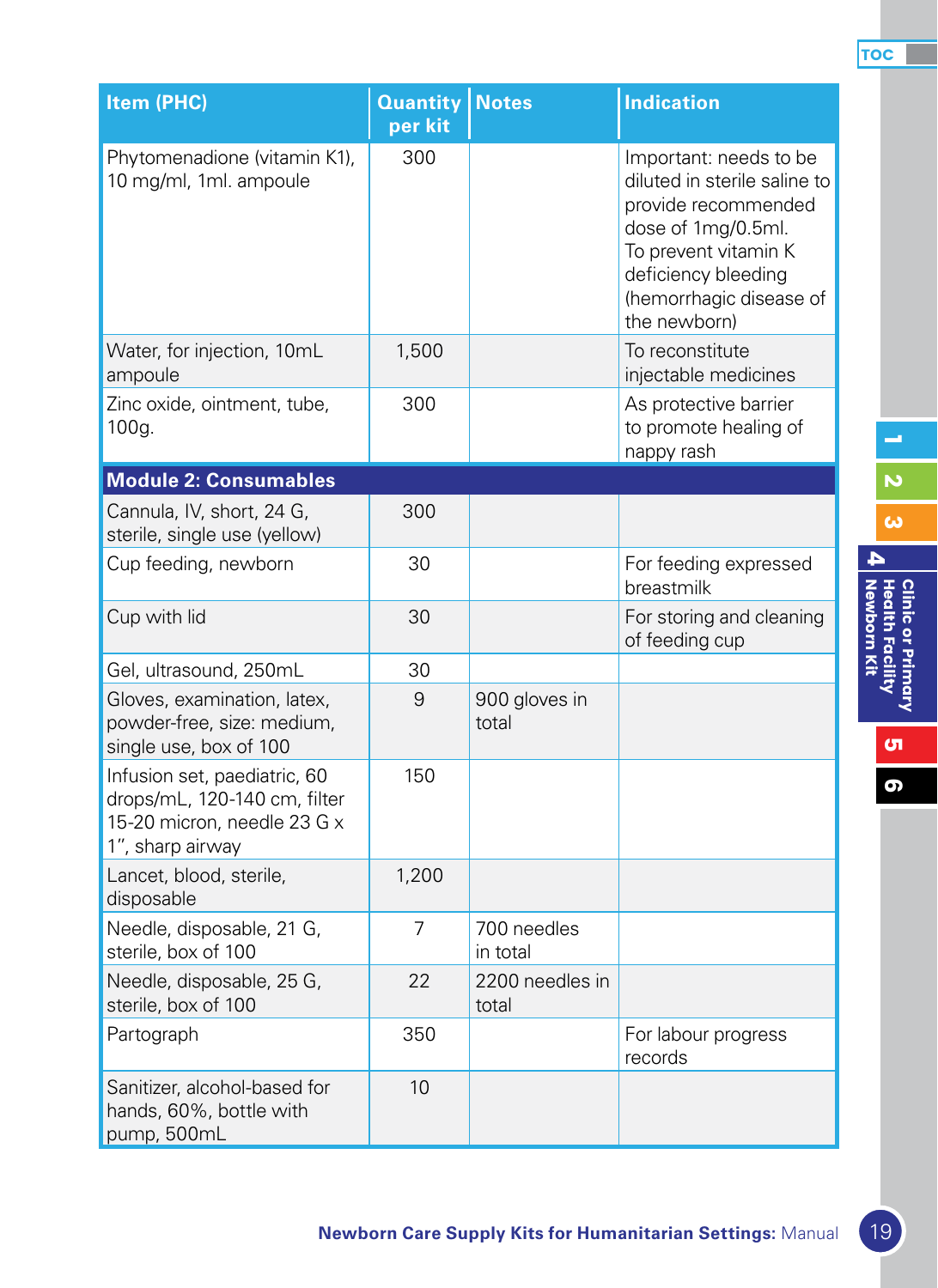| Item (PHC) | Quantity per kit | Notes | Indication |
|---|---|---|---|
| Phytomenadione (vitamin K1), 10 mg/ml, 1ml. ampoule | 300 | | Important: needs to be diluted in sterile saline to provide recommended dose of 1mg/0.5ml. To prevent vitamin K deficiency bleeding (hemorrhagic disease of the newborn) |
| Water, for injection, 10mL ampoule | 1,500 | | To reconstitute injectable medicines |
| Zinc oxide, ointment, tube, 100g. | 300 | | As protective barrier to promote healing of nappy rash |
| **Module 2: Consumables** | | | |
| Cannula, IV, short, 24 G, sterile, single use (yellow) | 300 | | |
| Cup feeding, newborn | 30 | | For feeding expressed breastmilk |
| Cup with lid | 30 | | For storing and cleaning of feeding cup |
| Gel, ultrasound, 250mL | 30 | | |
| Gloves, examination, latex, powder-free, size: medium, single use, box of 100 | 9 | 900 gloves in total | |
| Infusion set, paediatric, 60 drops/mL, 120-140 cm, filter 15-20 micron, needle 23 G x 1", sharp airway | 150 | | |
| Lancet, blood, sterile, disposable | 1,200 | | |
| Needle, disposable, 21 G, sterile, box of 100 | 7 | 700 needles in total | |
| Needle, disposable, 25 G, sterile, box of 100 | 22 | 2200 needles in total | |
| Partograph | 350 | | For labour progress records |
| Sanitizer, alcohol-based for hands, 60%, bottle with pump, 500mL | 10 | | |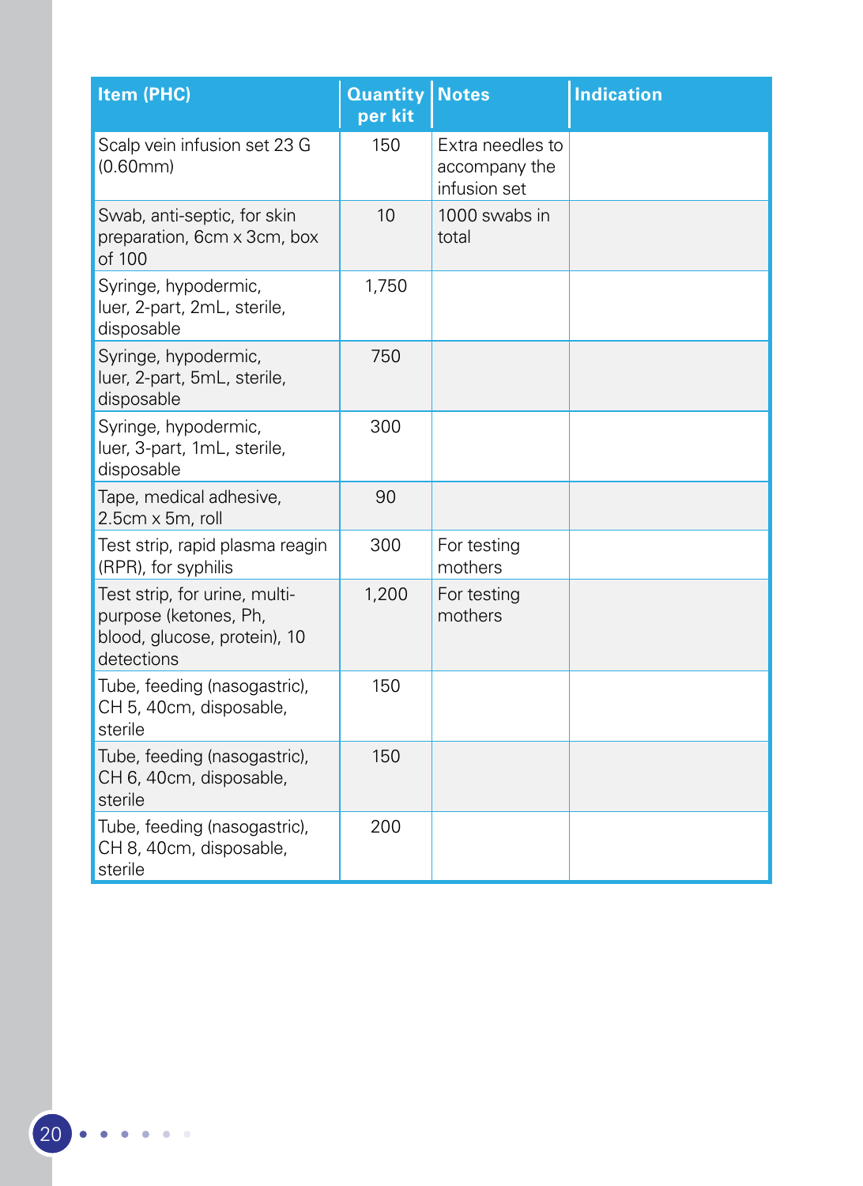| Item (PHC) | Quantity per kit | Notes | Indication |
| --- | --- | --- | --- |
| Scalp vein infusion set 23 G (0.60mm) | 150 | Extra needles to accompany the infusion set | |
| Swab, anti-septic, for skin preparation, 6cm x 3cm, box of 100 | 10 | 1000 swabs in total | |
| Syringe, hypodermic, luer, 2-part, 2mL, sterile, disposable | 1,750 | | |
| Syringe, hypodermic, luer, 2-part, 5mL, sterile, disposable | 750 | | |
| Syringe, hypodermic, luer, 3-part, 1mL, sterile, disposable | 300 | | |
| Tape, medical adhesive, 2.5cm x 5m, roll | 90 | | |
| Test strip, rapid plasma reagin (RPR), for syphilis | 300 | For testing mothers | |
| Test strip, for urine, multi-purpose (ketones, Ph, blood, glucose, protein), 10 detections | 1,200 | For testing mothers | |
| Tube, feeding (nasogastric), CH 5, 40cm, disposable, sterile | 150 | | |
| Tube, feeding (nasogastric), CH 6, 40cm, disposable, sterile | 150 | | |
| Tube, feeding (nasogastric), CH 8, 40cm, disposable, sterile | 200 | | |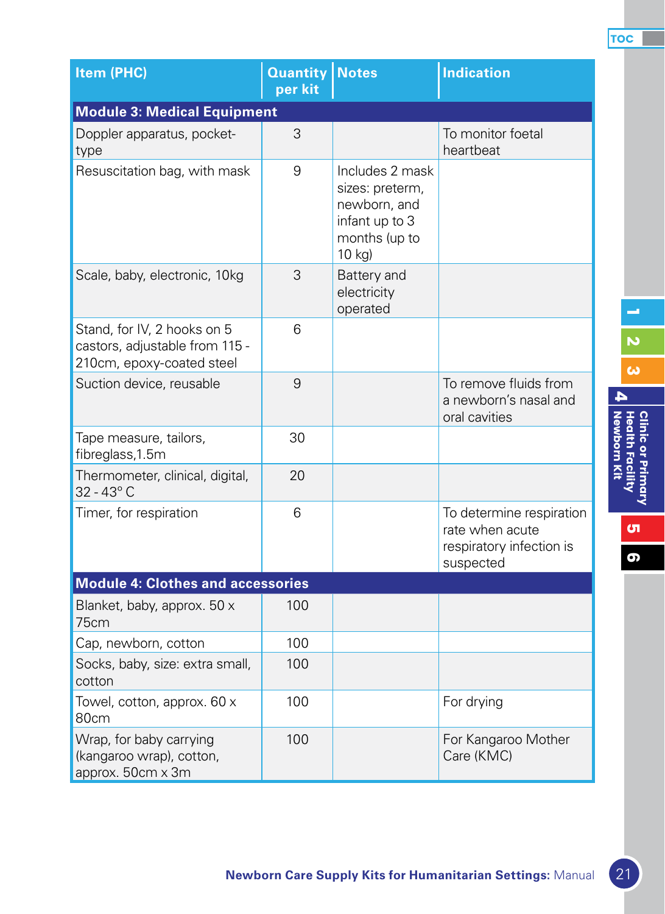| Item (PHC) | Quantity per kit | Notes | Indication |
|---|---|---|---|
| **Module 3: Medical Equipment** | | | |
| Doppler apparatus, pocket-type | 3 | | To monitor foetal heartbeat |
| Resuscitation bag, with mask | 9 | Includes 2 mask sizes: preterm, newborn, and infant up to 3 months (up to 10 kg) | |
| Scale, baby, electronic, 10kg | 3 | Battery and electricity operated | |
| Stand, for IV, 2 hooks on 5 castors, adjustable from 115 - 210cm, epoxy-coated steel | 6 | | |
| Suction device, reusable | 9 | | To remove fluids from a newborn's nasal and oral cavities |
| Tape measure, tailors, fibreglass,1.5m | 30 | | |
| Thermometer, clinical, digital, 32 - 43° C | 20 | | |
| Timer, for respiration | 6 | | To determine respiration rate when acute respiratory infection is suspected |
| **Module 4: Clothes and accessories** | | | |
| Blanket, baby, approx. 50 x 75cm | 100 | | |
| Cap, newborn, cotton | 100 | | |
| Socks, baby, size: extra small, cotton | 100 | | |
| Towel, cotton, approx. 60 x 80cm | 100 | | For drying |
| Wrap, for baby carrying (kangaroo wrap), cotton, approx. 50cm x 3m | 100 | | For Kangaroo Mother Care (KMC) |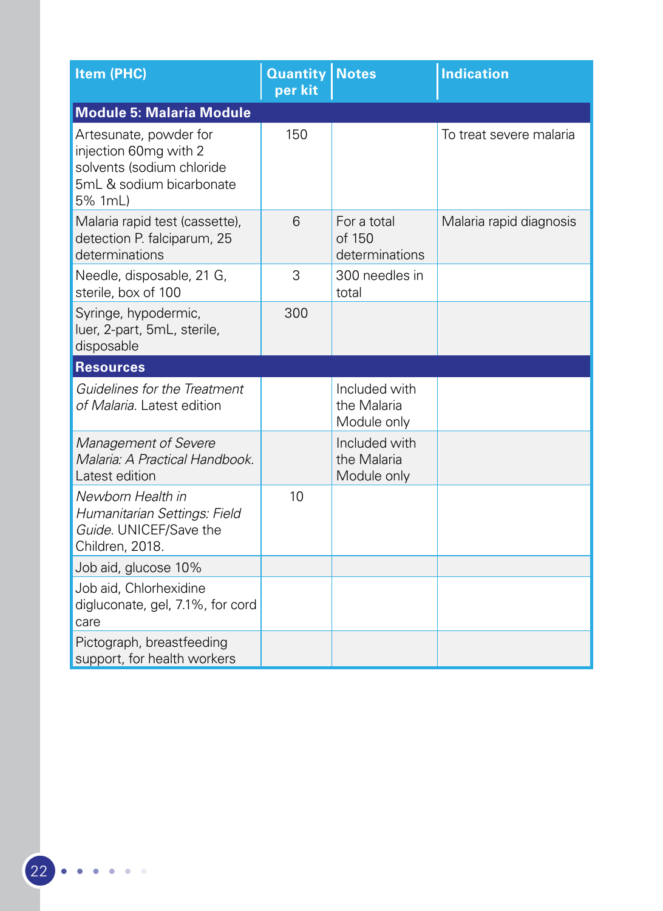| Item (PHC) | Quantity per kit | Notes | Indication |
| --- | --- | --- | --- |
| **Module 5: Malaria Module** | | | |
| Artesunate, powder for injection 60mg with 2 solvents (sodium chloride 5mL & sodium bicarbonate 5% 1mL) | 150 | | To treat severe malaria |
| Malaria rapid test (cassette), detection P. falciparum, 25 determinations | 6 | For a total of 150 determinations | Malaria rapid diagnosis |
| Needle, disposable, 21 G, sterile, box of 100 | 3 | 300 needles in total | |
| Syringe, hypodermic, luer, 2-part, 5mL, sterile, disposable | 300 | | |
| **Resources** | | | |
| *Guidelines for the Treatment of Malaria*. Latest edition | | Included with the Malaria Module only | |
| *Management of Severe Malaria: A Practical Handbook*. Latest edition | | Included with the Malaria Module only | |
| *Newborn Health in Humanitarian Settings: Field Guide*. UNICEF/Save the Children, 2018. | 10 | | |
| Job aid, glucose 10% | | | |
| Job aid, Chlorhexidine digluconate, gel, 7.1%, for cord care | | | |
| Pictograph, breastfeeding support, for health workers | | | |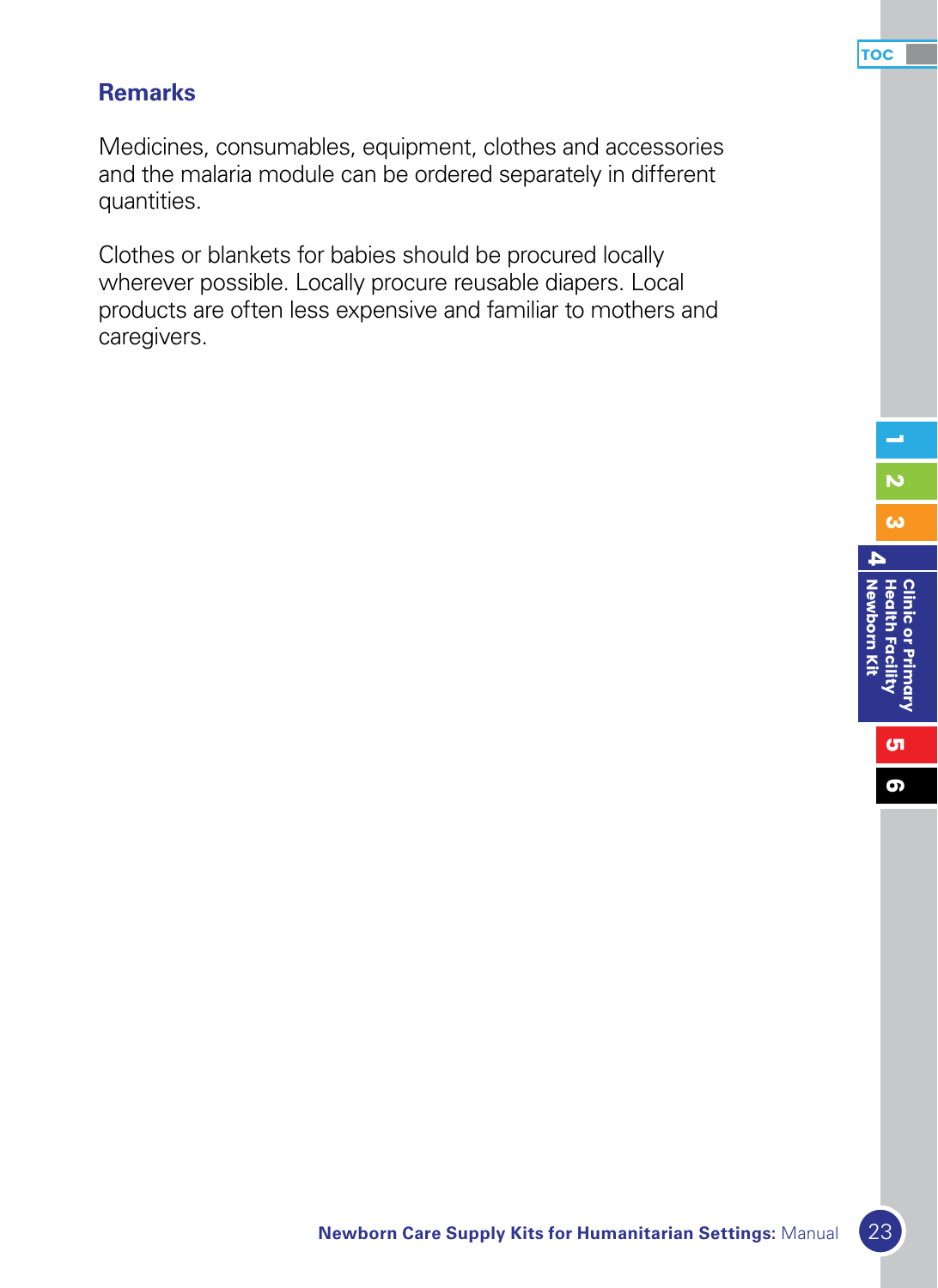## Remarks

Medicines, consumables, equipment, clothes and accessories and the malaria module can be ordered separately in different quantities.

Clothes or blankets for babies should be procured locally wherever possible. Locally procure reusable diapers. Local products are often less expensive and familiar to mothers and caregivers.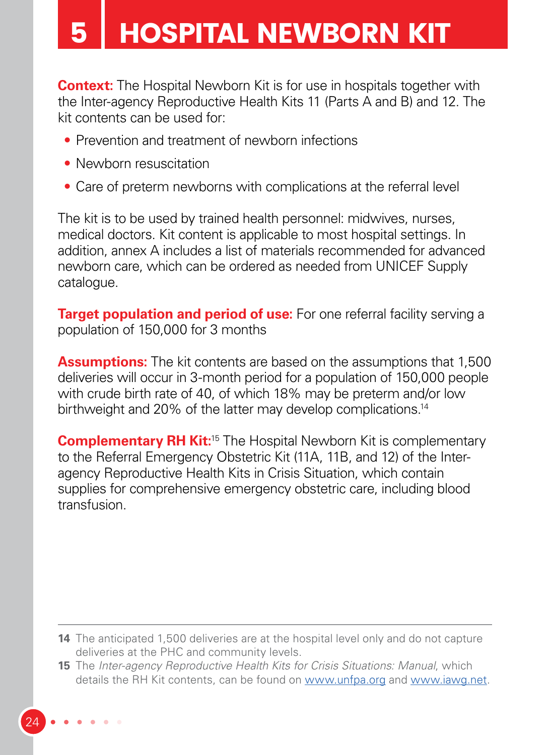# 5 HOSPITAL NEWBORN KIT

**Context:** The Hospital Newborn Kit is for use in hospitals together with the Inter-agency Reproductive Health Kits 11 (Parts A and B) and 12. The kit contents can be used for:

- Prevention and treatment of newborn infections
- Newborn resuscitation
- Care of preterm newborns with complications at the referral level

The kit is to be used by trained health personnel: midwives, nurses, medical doctors. Kit content is applicable to most hospital settings. In addition, annex A includes a list of materials recommended for advanced newborn care, which can be ordered as needed from UNICEF Supply catalogue.

**Target population and period of use:** For one referral facility serving a population of 150,000 for 3 months

**Assumptions:** The kit contents are based on the assumptions that 1,500 deliveries will occur in 3-month period for a population of 150,000 people with crude birth rate of 40, of which 18% may be preterm and/or low birthweight and 20% of the latter may develop complications.[14]

**Complementary RH Kit:**[15] The Hospital Newborn Kit is complementary to the Referral Emergency Obstetric Kit (11A, 11B, and 12) of the Inter-agency Reproductive Health Kits in Crisis Situation, which contain supplies for comprehensive emergency obstetric care, including blood transfusion.

---

**14** The anticipated 1,500 deliveries are at the hospital level only and do not capture deliveries at the PHC and community levels.

**15** The *Inter-agency Reproductive Health Kits for Crisis Situations: Manual*, which details the RH Kit contents, can be found on www.unfpa.org and www.iawg.net.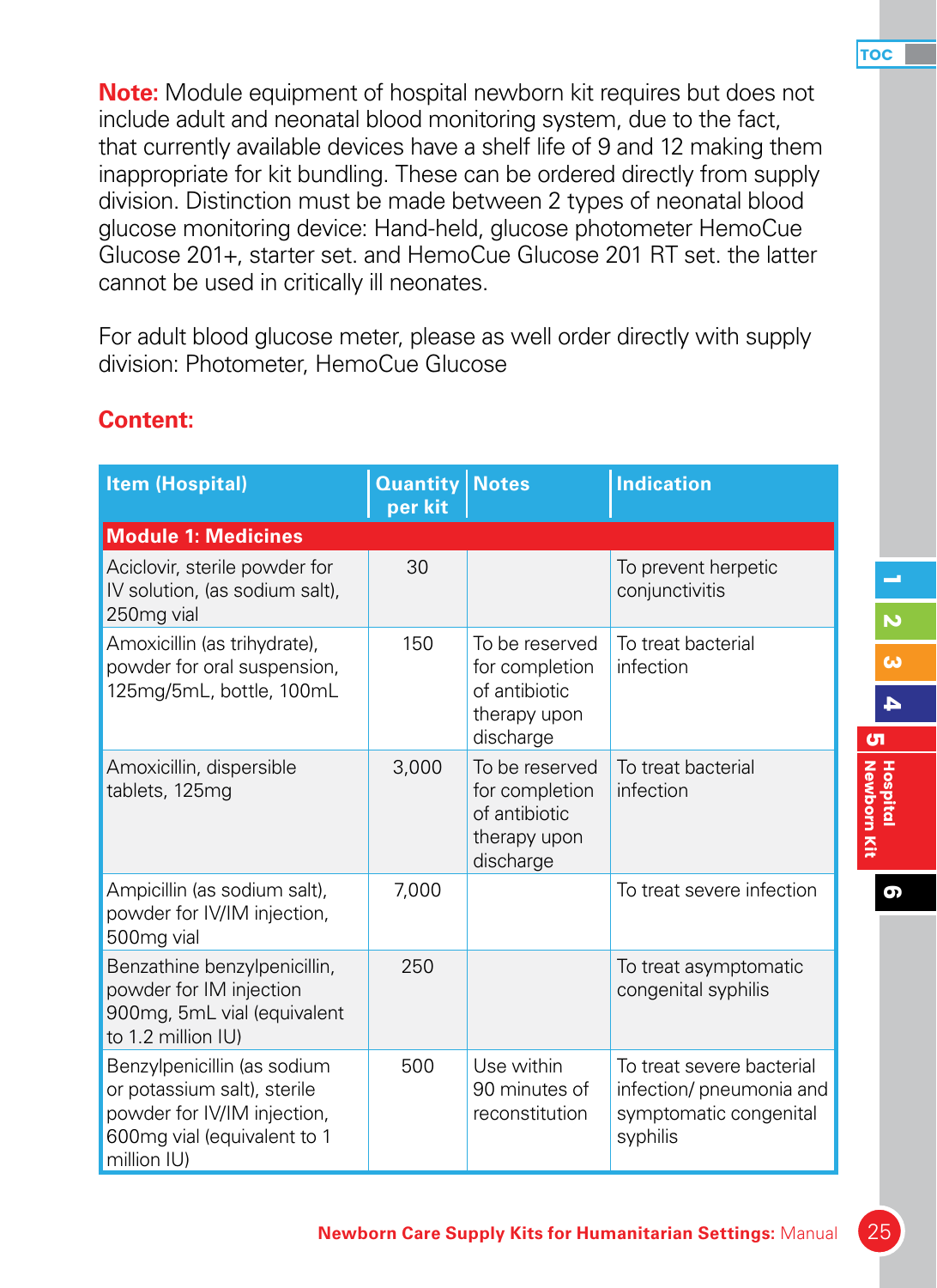**Note:** Module equipment of hospital newborn kit requires but does not include adult and neonatal blood monitoring system, due to the fact, that currently available devices have a shelf life of 9 and 12 making them inappropriate for kit bundling. These can be ordered directly from supply division. Distinction must be made between 2 types of neonatal blood glucose monitoring device: Hand-held, glucose photometer HemoCue Glucose 201+, starter set. and HemoCue Glucose 201 RT set. the latter cannot be used in critically ill neonates.

For adult blood glucose meter, please as well order directly with supply division: Photometer, HemoCue Glucose

## Content:

| Item (Hospital) | Quantity per kit | Notes | Indication |
|---|---|---|---|
| **Module 1: Medicines** | | | |
| Aciclovir, sterile powder for IV solution, (as sodium salt), 250mg vial | 30 | | To prevent herpetic conjunctivitis |
| Amoxicillin (as trihydrate), powder for oral suspension, 125mg/5mL, bottle, 100mL | 150 | To be reserved for completion of antibiotic therapy upon discharge | To treat bacterial infection |
| Amoxicillin, dispersible tablets, 125mg | 3,000 | To be reserved for completion of antibiotic therapy upon discharge | To treat bacterial infection |
| Ampicillin (as sodium salt), powder for IV/IM injection, 500mg vial | 7,000 | | To treat severe infection |
| Benzathine benzylpenicillin, powder for IM injection 900mg, 5mL vial (equivalent to 1.2 million IU) | 250 | | To treat asymptomatic congenital syphilis |
| Benzylpenicillin (as sodium or potassium salt), sterile powder for IV/IM injection, 600mg vial (equivalent to 1 million IU) | 500 | Use within 90 minutes of reconstitution | To treat severe bacterial infection/ pneumonia and symptomatic congenital syphilis |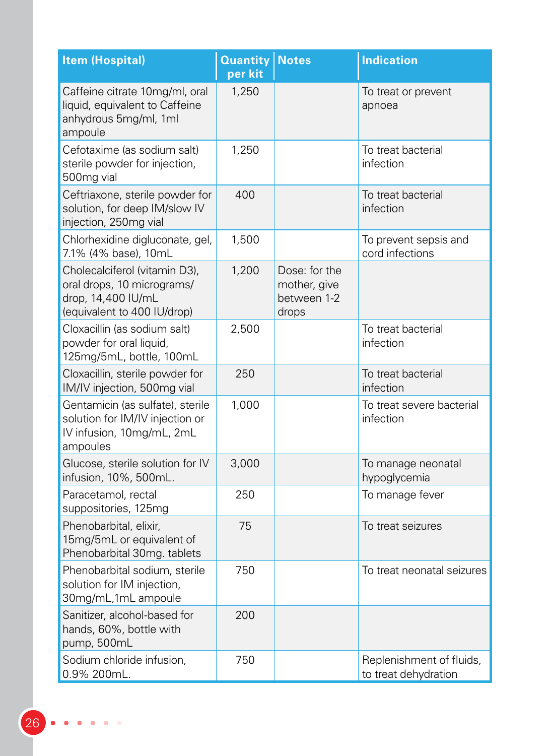| Item (Hospital) | Quantity per kit | Notes | Indication |
|---|---|---|---|
| Caffeine citrate 10mg/ml, oral liquid, equivalent to Caffeine anhydrous 5mg/ml, 1ml ampoule | 1,250 | | To treat or prevent apnoea |
| Cefotaxime (as sodium salt) sterile powder for injection, 500mg vial | 1,250 | | To treat bacterial infection |
| Ceftriaxone, sterile powder for solution, for deep IM/slow IV injection, 250mg vial | 400 | | To treat bacterial infection |
| Chlorhexidine digluconate, gel, 7.1% (4% base), 10mL | 1,500 | | To prevent sepsis and cord infections |
| Cholecalciferol (vitamin D3), oral drops, 10 micrograms/drop, 14,400 IU/mL (equivalent to 400 IU/drop) | 1,200 | Dose: for the mother, give between 1-2 drops | |
| Cloxacillin (as sodium salt) powder for oral liquid, 125mg/5mL, bottle, 100mL | 2,500 | | To treat bacterial infection |
| Cloxacillin, sterile powder for IM/IV injection, 500mg vial | 250 | | To treat bacterial infection |
| Gentamicin (as sulfate), sterile solution for IM/IV injection or IV infusion, 10mg/mL, 2mL ampoules | 1,000 | | To treat severe bacterial infection |
| Glucose, sterile solution for IV infusion, 10%, 500mL. | 3,000 | | To manage neonatal hypoglycemia |
| Paracetamol, rectal suppositories, 125mg | 250 | | To manage fever |
| Phenobarbital, elixir, 15mg/5mL or equivalent of Phenobarbital 30mg. tablets | 75 | | To treat seizures |
| Phenobarbital sodium, sterile solution for IM injection, 30mg/mL,1mL ampoule | 750 | | To treat neonatal seizures |
| Sanitizer, alcohol-based for hands, 60%, bottle with pump, 500mL | 200 | | |
| Sodium chloride infusion, 0.9% 200mL. | 750 | | Replenishment of fluids, to treat dehydration |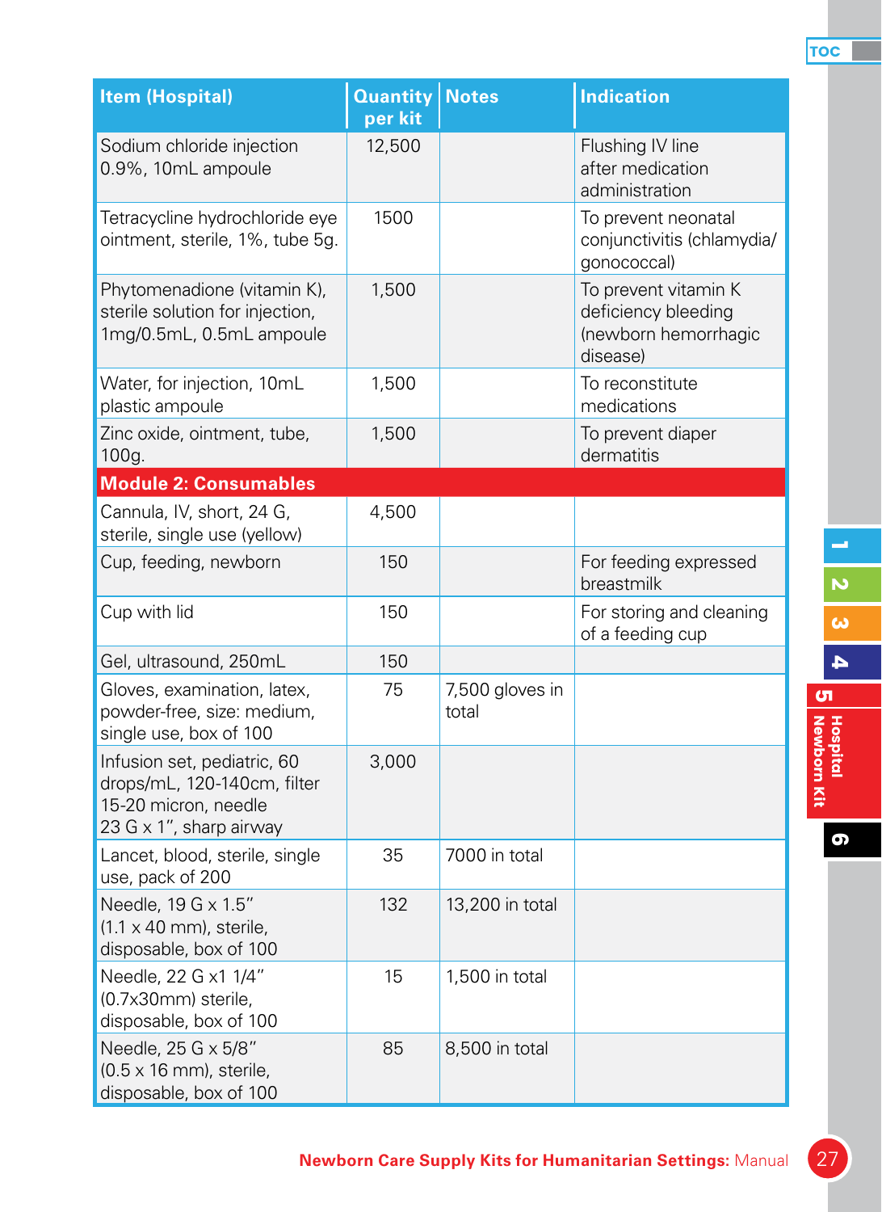| Item (Hospital) | Quantity per kit | Notes | Indication |
|---|---|---|---|
| Sodium chloride injection 0.9%, 10mL ampoule | 12,500 | | Flushing IV line after medication administration |
| Tetracycline hydrochloride eye ointment, sterile, 1%, tube 5g. | 1500 | | To prevent neonatal conjunctivitis (chlamydia/ gonococcal) |
| Phytomenadione (vitamin K), sterile solution for injection, 1mg/0.5mL, 0.5mL ampoule | 1,500 | | To prevent vitamin K deficiency bleeding (newborn hemorrhagic disease) |
| Water, for injection, 10mL plastic ampoule | 1,500 | | To reconstitute medications |
| Zinc oxide, ointment, tube, 100g. | 1,500 | | To prevent diaper dermatitis |
| **Module 2: Consumables** | | | |
| Cannula, IV, short, 24 G, sterile, single use (yellow) | 4,500 | | |
| Cup, feeding, newborn | 150 | | For feeding expressed breastmilk |
| Cup with lid | 150 | | For storing and cleaning of a feeding cup |
| Gel, ultrasound, 250mL | 150 | | |
| Gloves, examination, latex, powder-free, size: medium, single use, box of 100 | 75 | 7,500 gloves in total | |
| Infusion set, pediatric, 60 drops/mL, 120-140cm, filter 15-20 micron, needle 23 G x 1", sharp airway | 3,000 | | |
| Lancet, blood, sterile, single use, pack of 200 | 35 | 7000 in total | |
| Needle, 19 G x 1.5" (1.1 x 40 mm), sterile, disposable, box of 100 | 132 | 13,200 in total | |
| Needle, 22 G x1 1/4" (0.7x30mm) sterile, disposable, box of 100 | 15 | 1,500 in total | |
| Needle, 25 G x 5/8" (0.5 x 16 mm), sterile, disposable, box of 100 | 85 | 8,500 in total | |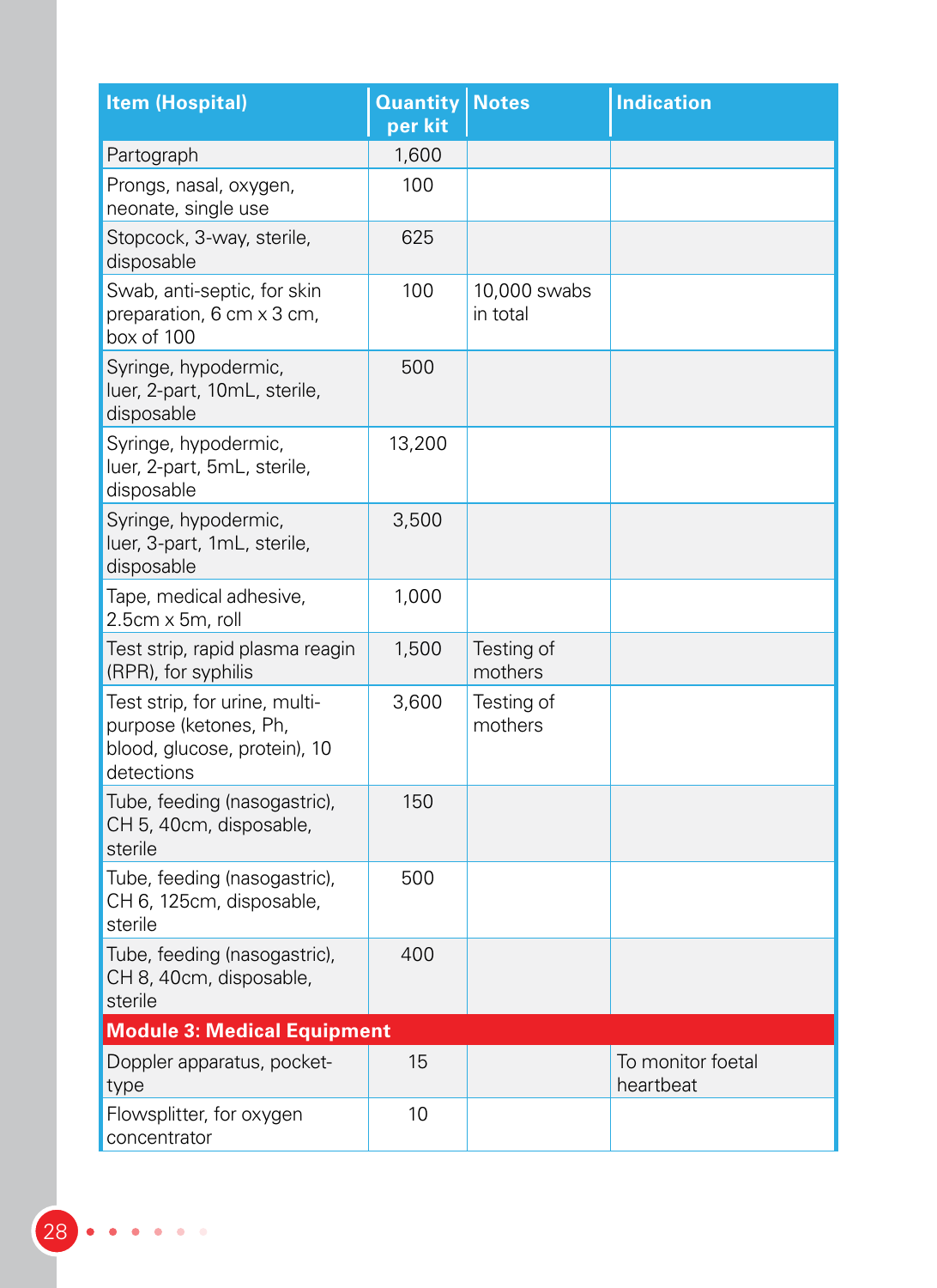| Item (Hospital) | Quantity per kit | Notes | Indication |
|---|---|---|---|
| Partograph | 1,600 | | |
| Prongs, nasal, oxygen, neonate, single use | 100 | | |
| Stopcock, 3-way, sterile, disposable | 625 | | |
| Swab, anti-septic, for skin preparation, 6 cm x 3 cm, box of 100 | 100 | 10,000 swabs in total | |
| Syringe, hypodermic, luer, 2-part, 10mL, sterile, disposable | 500 | | |
| Syringe, hypodermic, luer, 2-part, 5mL, sterile, disposable | 13,200 | | |
| Syringe, hypodermic, luer, 3-part, 1mL, sterile, disposable | 3,500 | | |
| Tape, medical adhesive, 2.5cm x 5m, roll | 1,000 | | |
| Test strip, rapid plasma reagin (RPR), for syphilis | 1,500 | Testing of mothers | |
| Test strip, for urine, multi-purpose (ketones, Ph, blood, glucose, protein), 10 detections | 3,600 | Testing of mothers | |
| Tube, feeding (nasogastric), CH 5, 40cm, disposable, sterile | 150 | | |
| Tube, feeding (nasogastric), CH 6, 125cm, disposable, sterile | 500 | | |
| Tube, feeding (nasogastric), CH 8, 40cm, disposable, sterile | 400 | | |
| **Module 3: Medical Equipment** | | | |
| Doppler apparatus, pocket-type | 15 | | To monitor foetal heartbeat |
| Flowsplitter, for oxygen concentrator | 10 | | |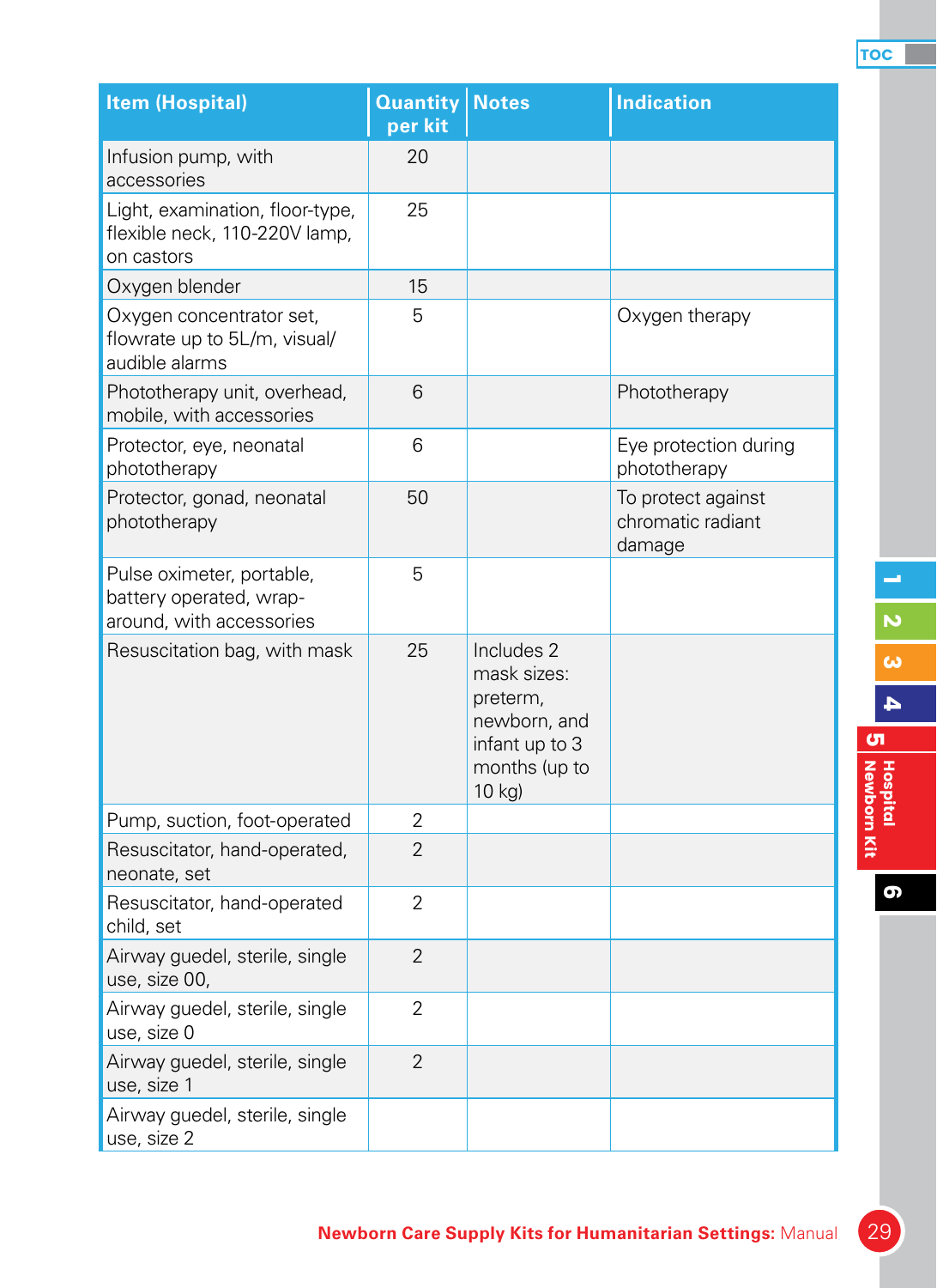| Item (Hospital) | Quantity per kit | Notes | Indication |
|---|---|---|---|
| Infusion pump, with accessories | 20 | | |
| Light, examination, floor-type, flexible neck, 110-220V lamp, on castors | 25 | | |
| Oxygen blender | 15 | | |
| Oxygen concentrator set, flowrate up to 5L/m, visual/ audible alarms | 5 | | Oxygen therapy |
| Phototherapy unit, overhead, mobile, with accessories | 6 | | Phototherapy |
| Protector, eye, neonatal phototherapy | 6 | | Eye protection during phototherapy |
| Protector, gonad, neonatal phototherapy | 50 | | To protect against chromatic radiant damage |
| Pulse oximeter, portable, battery operated, wrap-around, with accessories | 5 | | |
| Resuscitation bag, with mask | 25 | Includes 2 mask sizes: preterm, newborn, and infant up to 3 months (up to 10 kg) | |
| Pump, suction, foot-operated | 2 | | |
| Resuscitator, hand-operated, neonate, set | 2 | | |
| Resuscitator, hand-operated child, set | 2 | | |
| Airway guedel, sterile, single use, size 00, | 2 | | |
| Airway guedel, sterile, single use, size 0 | 2 | | |
| Airway guedel, sterile, single use, size 1 | 2 | | |
| Airway guedel, sterile, single use, size 2 | | | |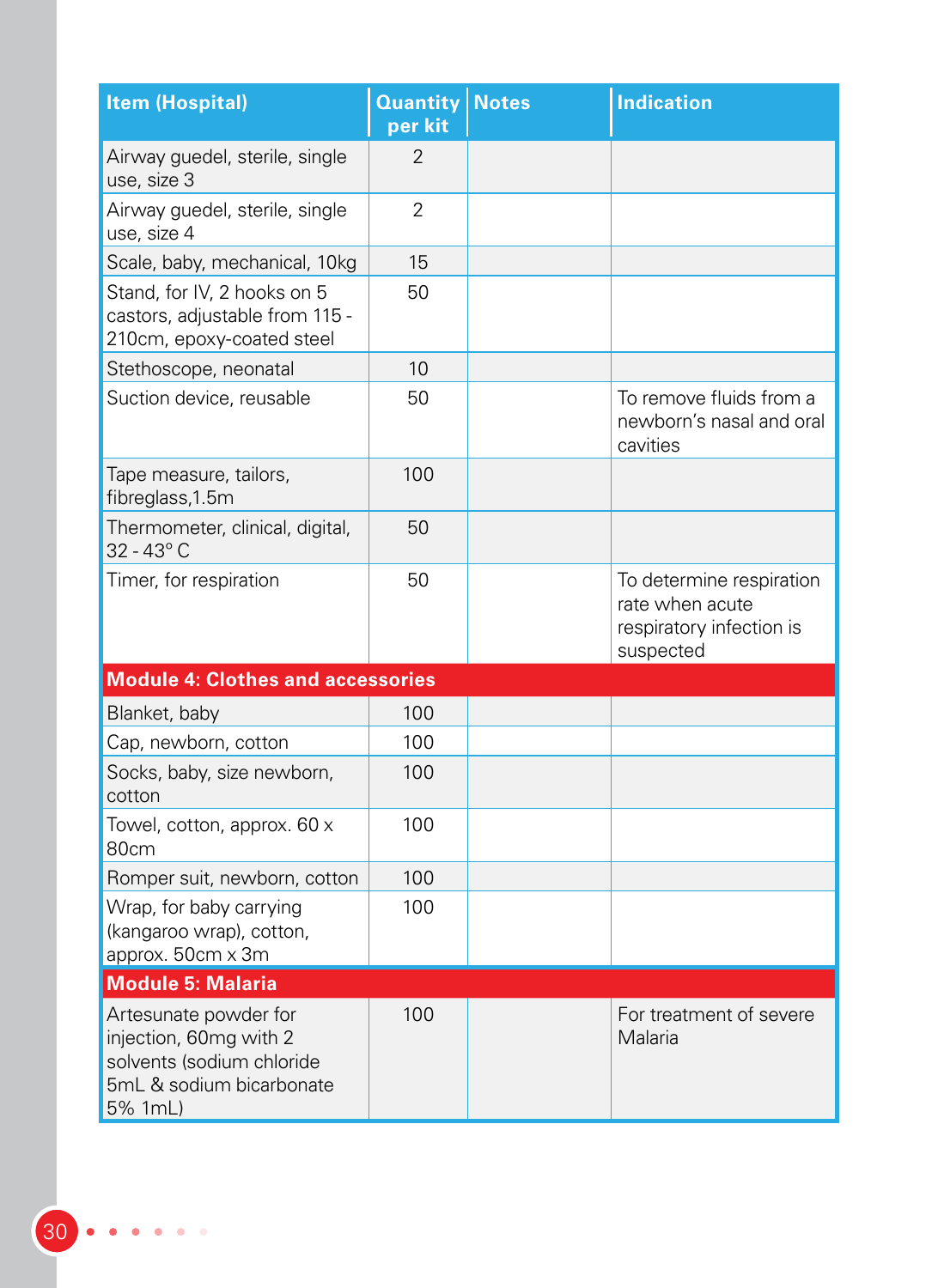| Item (Hospital) | Quantity per kit | Notes | Indication |
|---|---|---|---|
| Airway guedel, sterile, single use, size 3 | 2 | | |
| Airway guedel, sterile, single use, size 4 | 2 | | |
| Scale, baby, mechanical, 10kg | 15 | | |
| Stand, for IV, 2 hooks on 5 castors, adjustable from 115 - 210cm, epoxy-coated steel | 50 | | |
| Stethoscope, neonatal | 10 | | |
| Suction device, reusable | 50 | | To remove fluids from a newborn's nasal and oral cavities |
| Tape measure, tailors, fibreglass,1.5m | 100 | | |
| Thermometer, clinical, digital, 32 - 43° C | 50 | | |
| Timer, for respiration | 50 | | To determine respiration rate when acute respiratory infection is suspected |
| **Module 4: Clothes and accessories** | | | |
| Blanket, baby | 100 | | |
| Cap, newborn, cotton | 100 | | |
| Socks, baby, size newborn, cotton | 100 | | |
| Towel, cotton, approx. 60 x 80cm | 100 | | |
| Romper suit, newborn, cotton | 100 | | |
| Wrap, for baby carrying (kangaroo wrap), cotton, approx. 50cm x 3m | 100 | | |
| **Module 5: Malaria** | | | |
| Artesunate powder for injection, 60mg with 2 solvents (sodium chloride 5mL & sodium bicarbonate 5% 1mL) | 100 | | For treatment of severe Malaria |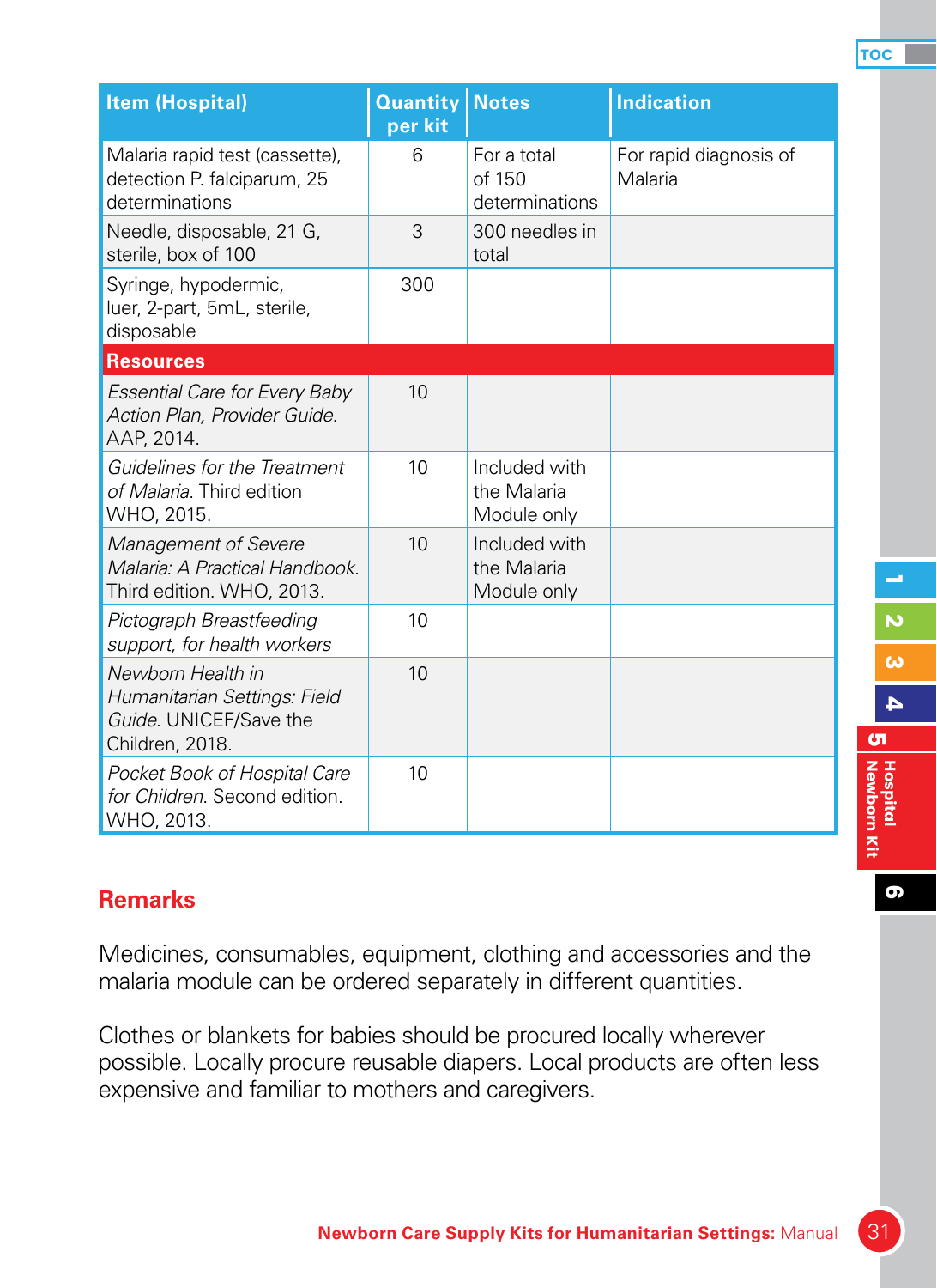| Item (Hospital) | Quantity per kit | Notes | Indication |
|---|---|---|---|
| Malaria rapid test (cassette), detection P. falciparum, 25 determinations | 6 | For a total of 150 determinations | For rapid diagnosis of Malaria |
| Needle, disposable, 21 G, sterile, box of 100 | 3 | 300 needles in total | |
| Syringe, hypodermic, luer, 2-part, 5mL, sterile, disposable | 300 | | |
| **Resources** | | | |
| *Essential Care for Every Baby Action Plan, Provider Guide.* AAP, 2014. | 10 | | |
| *Guidelines for the Treatment of Malaria.* Third edition WHO, 2015. | 10 | Included with the Malaria Module only | |
| *Management of Severe Malaria: A Practical Handbook.* Third edition. WHO, 2013. | 10 | Included with the Malaria Module only | |
| *Pictograph Breastfeeding support, for health workers* | 10 | | |
| *Newborn Health in Humanitarian Settings: Field Guide.* UNICEF/Save the Children, 2018. | 10 | | |
| *Pocket Book of Hospital Care for Children.* Second edition. WHO, 2013. | 10 | | |

## Remarks

Medicines, consumables, equipment, clothing and accessories and the malaria module can be ordered separately in different quantities.

Clothes or blankets for babies should be procured locally wherever possible. Locally procure reusable diapers. Local products are often less expensive and familiar to mothers and caregivers.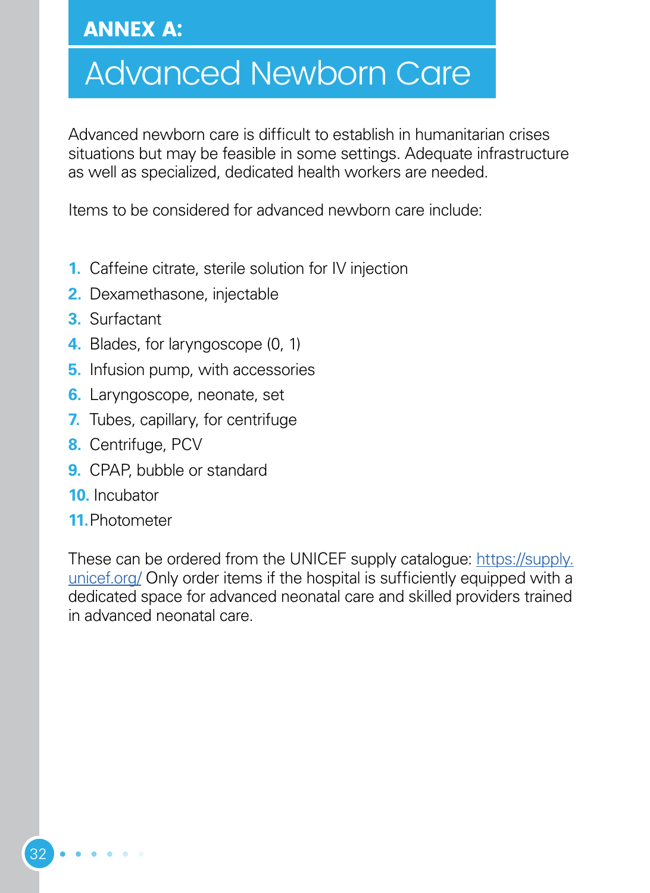# ANNEX A:

# Advanced Newborn Care

Advanced newborn care is difficult to establish in humanitarian crises situations but may be feasible in some settings. Adequate infrastructure as well as specialized, dedicated health workers are needed.

Items to be considered for advanced newborn care include:

1. Caffeine citrate, sterile solution for IV injection
2. Dexamethasone, injectable
3. Surfactant
4. Blades, for laryngoscope (0, 1)
5. Infusion pump, with accessories
6. Laryngoscope, neonate, set
7. Tubes, capillary, for centrifuge
8. Centrifuge, PCV
9. CPAP, bubble or standard
10. Incubator
11. Photometer

These can be ordered from the UNICEF supply catalogue: [https://supply.unicef.org/](https://supply.unicef.org/) Only order items if the hospital is sufficiently equipped with a dedicated space for advanced neonatal care and skilled providers trained in advanced neonatal care.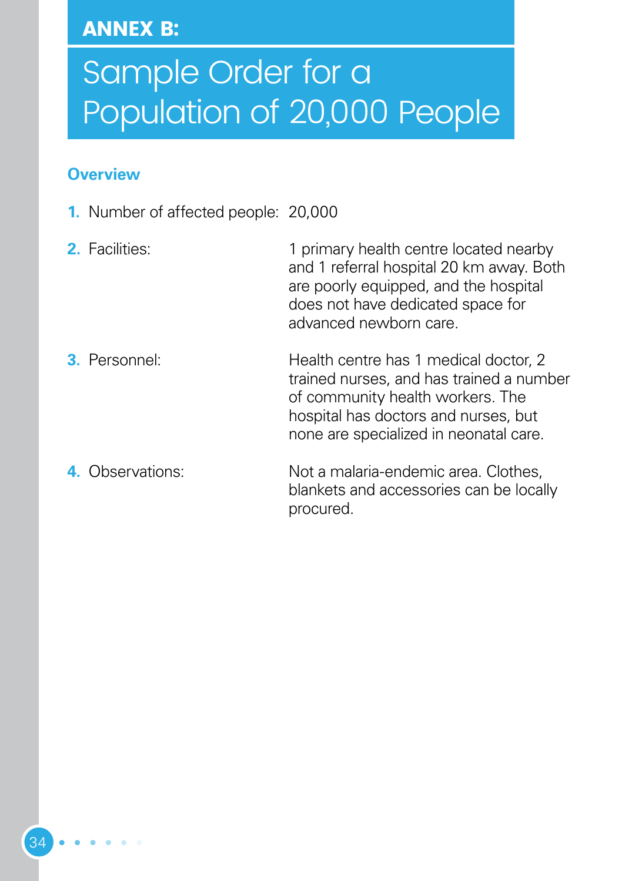# ANNEX B:

# Sample Order for a Population of 20,000 People

## Overview

1. Number of affected people: 20,000
2. Facilities: 1 primary health centre located nearby and 1 referral hospital 20 km away. Both are poorly equipped, and the hospital does not have dedicated space for advanced newborn care.
3. Personnel: Health centre has 1 medical doctor, 2 trained nurses, and has trained a number of community health workers. The hospital has doctors and nurses, but none are specialized in neonatal care.
4. Observations: Not a malaria-endemic area. Clothes, blankets and accessories can be locally procured.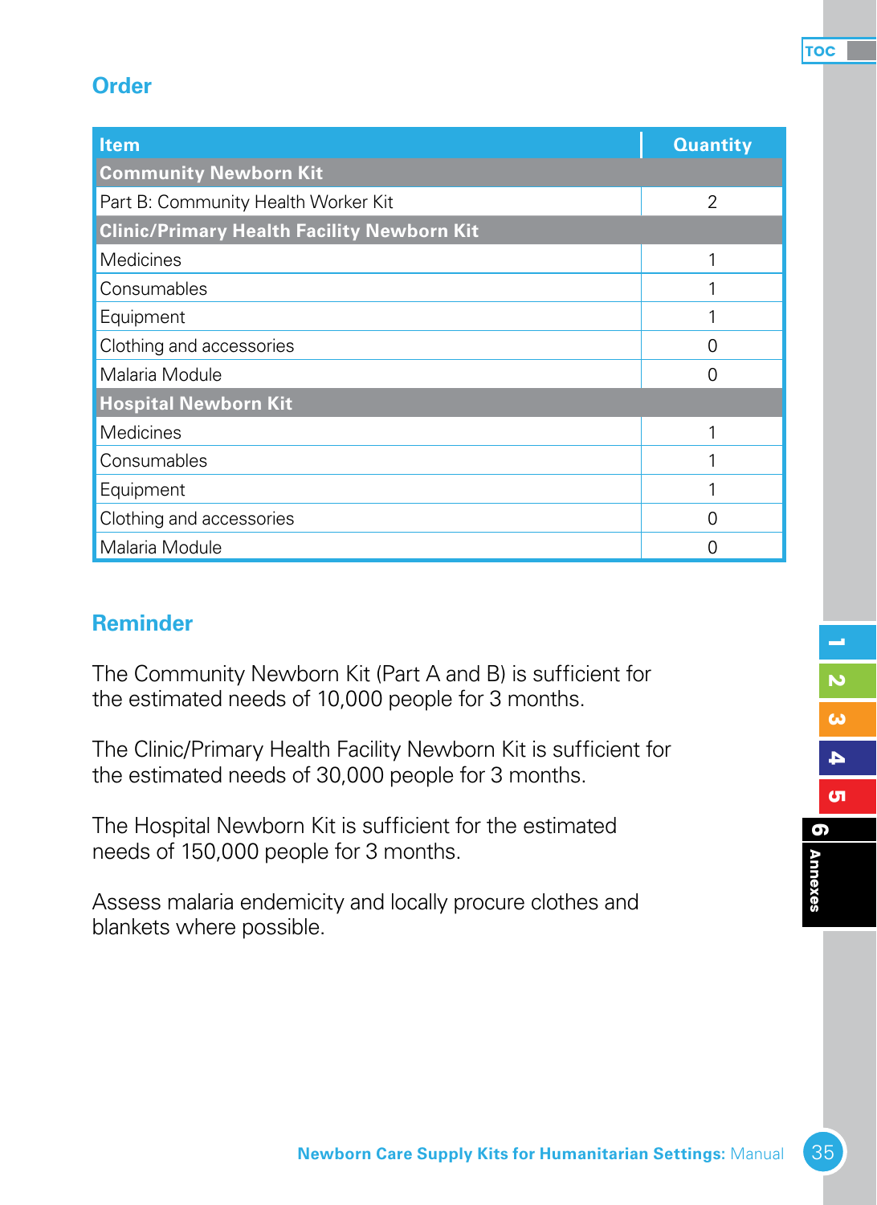## Order

| Item | Quantity |
|---|---|
| **Community Newborn Kit** | |
| Part B: Community Health Worker Kit | 2 |
| **Clinic/Primary Health Facility Newborn Kit** | |
| Medicines | 1 |
| Consumables | 1 |
| Equipment | 1 |
| Clothing and accessories | 0 |
| Malaria Module | 0 |
| **Hospital Newborn Kit** | |
| Medicines | 1 |
| Consumables | 1 |
| Equipment | 1 |
| Clothing and accessories | 0 |
| Malaria Module | 0 |

## Reminder

The Community Newborn Kit (Part A and B) is sufficient for the estimated needs of 10,000 people for 3 months.

The Clinic/Primary Health Facility Newborn Kit is sufficient for the estimated needs of 30,000 people for 3 months.

The Hospital Newborn Kit is sufficient for the estimated needs of 150,000 people for 3 months.

Assess malaria endemicity and locally procure clothes and blankets where possible.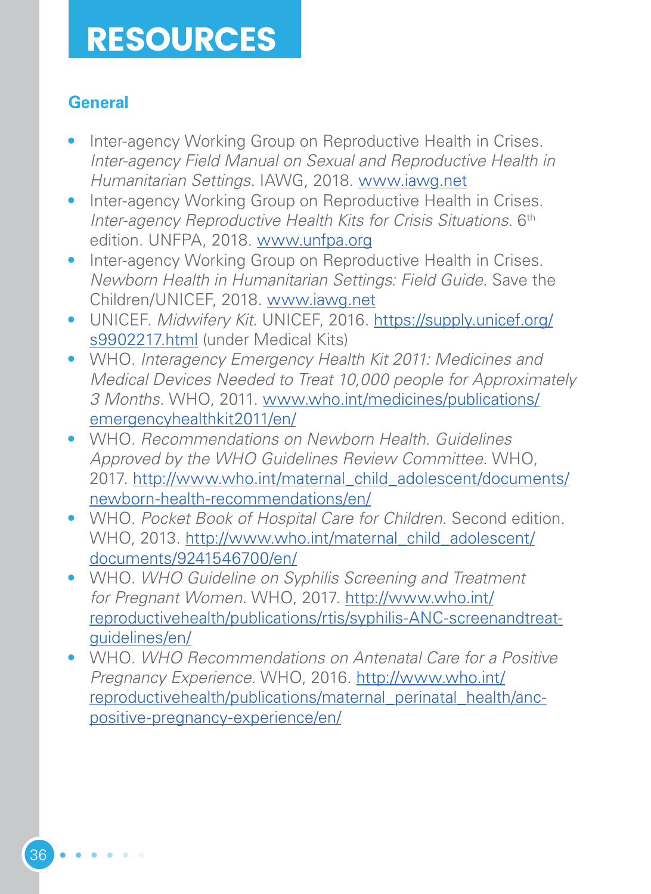# RESOURCES

## General

- Inter-agency Working Group on Reproductive Health in Crises. *Inter-agency Field Manual on Sexual and Reproductive Health in Humanitarian Settings*. IAWG, 2018. www.iawg.net
- Inter-agency Working Group on Reproductive Health in Crises. *Inter-agency Reproductive Health Kits for Crisis Situations.* 6th edition. UNFPA, 2018. www.unfpa.org
- Inter-agency Working Group on Reproductive Health in Crises. *Newborn Health in Humanitarian Settings: Field Guide*. Save the Children/UNICEF, 2018. www.iawg.net
- UNICEF. *Midwifery Kit*. UNICEF, 2016. https://supply.unicef.org/s9902217.html (under Medical Kits)
- WHO. *Interagency Emergency Health Kit 2011: Medicines and Medical Devices Needed to Treat 10,000 people for Approximately 3 Months*. WHO, 2011. www.who.int/medicines/publications/emergencyhealthkit2011/en/
- WHO. *Recommendations on Newborn Health. Guidelines Approved by the WHO Guidelines Review Committee.* WHO, 2017. http://www.who.int/maternal_child_adolescent/documents/newborn-health-recommendations/en/
- WHO. *Pocket Book of Hospital Care for Children*. Second edition. WHO, 2013. http://www.who.int/maternal_child_adolescent/documents/9241546700/en/
- WHO. *WHO Guideline on Syphilis Screening and Treatment for Pregnant Women.* WHO, 2017. http://www.who.int/reproductivehealth/publications/rtis/syphilis-ANC-screenandtreat-guidelines/en/
- WHO. *WHO Recommendations on Antenatal Care for a Positive Pregnancy Experience.* WHO, 2016. http://www.who.int/reproductivehealth/publications/maternal_perinatal_health/anc-positive-pregnancy-experience/en/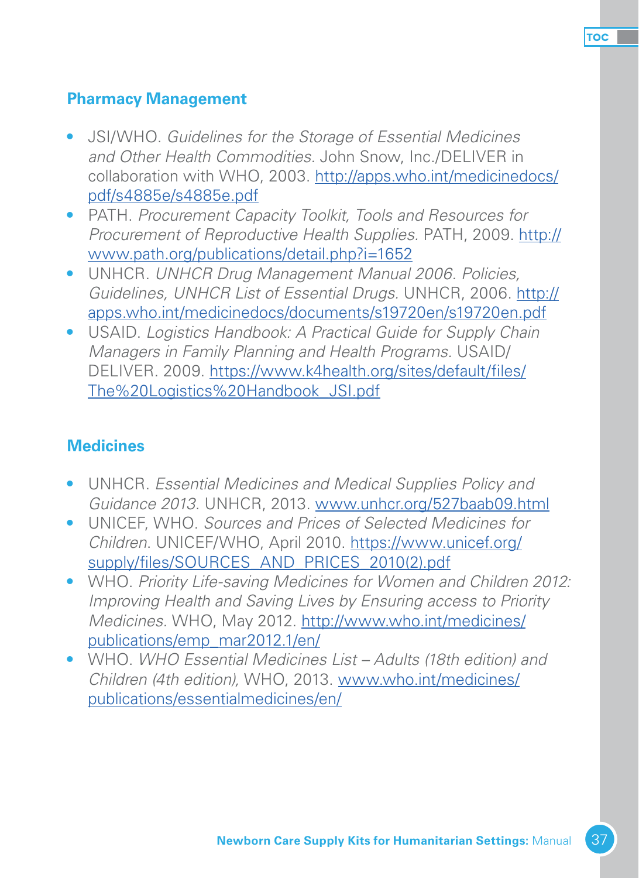## Pharmacy Management

- JSI/WHO. *Guidelines for the Storage of Essential Medicines and Other Health Commodities.* John Snow, Inc./DELIVER in collaboration with WHO, 2003. http://apps.who.int/medicinedocs/pdf/s4885e/s4885e.pdf
- PATH. *Procurement Capacity Toolkit, Tools and Resources for Procurement of Reproductive Health Supplies.* PATH, 2009. http://www.path.org/publications/detail.php?i=1652
- UNHCR. *UNHCR Drug Management Manual 2006. Policies, Guidelines, UNHCR List of Essential Drugs.* UNHCR, 2006. http://apps.who.int/medicinedocs/documents/s19720en/s19720en.pdf
- USAID. *Logistics Handbook: A Practical Guide for Supply Chain Managers in Family Planning and Health Programs.* USAID/DELIVER. 2009. https://www.k4health.org/sites/default/files/The%20Logistics%20Handbook_JSI.pdf

## Medicines

- UNHCR. *Essential Medicines and Medical Supplies Policy and Guidance 2013.* UNHCR, 2013. www.unhcr.org/527baab09.html
- UNICEF, WHO. *Sources and Prices of Selected Medicines for Children.* UNICEF/WHO, April 2010. https://www.unicef.org/supply/files/SOURCES_AND_PRICES_2010(2).pdf
- WHO. *Priority Life-saving Medicines for Women and Children 2012: Improving Health and Saving Lives by Ensuring access to Priority Medicines.* WHO, May 2012. http://www.who.int/medicines/publications/emp_mar2012.1/en/
- WHO. *WHO Essential Medicines List – Adults (18th edition) and Children (4th edition),* WHO, 2013. www.who.int/medicines/publications/essentialmedicines/en/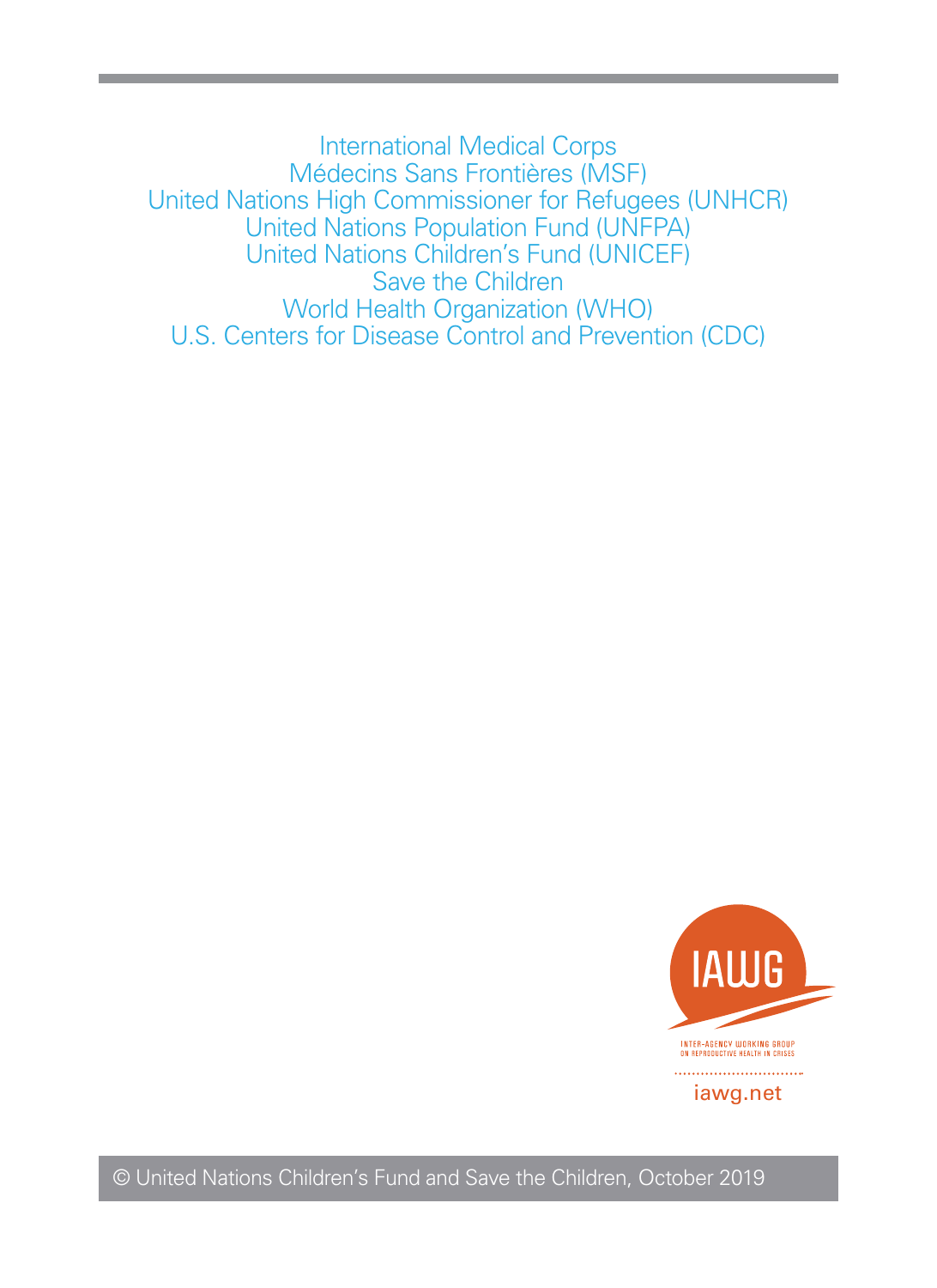International Medical Corps
Médecins Sans Frontières (MSF)
United Nations High Commissioner for Refugees (UNHCR)
United Nations Population Fund (UNFPA)
United Nations Children's Fund (UNICEF)
Save the Children
World Health Organization (WHO)
U.S. Centers for Disease Control and Prevention (CDC)

IAWG

INTER-AGENCY WORKING GROUP ON REPRODUCTIVE HEALTH IN CRISES

iawg.net

© United Nations Children's Fund and Save the Children, October 2019